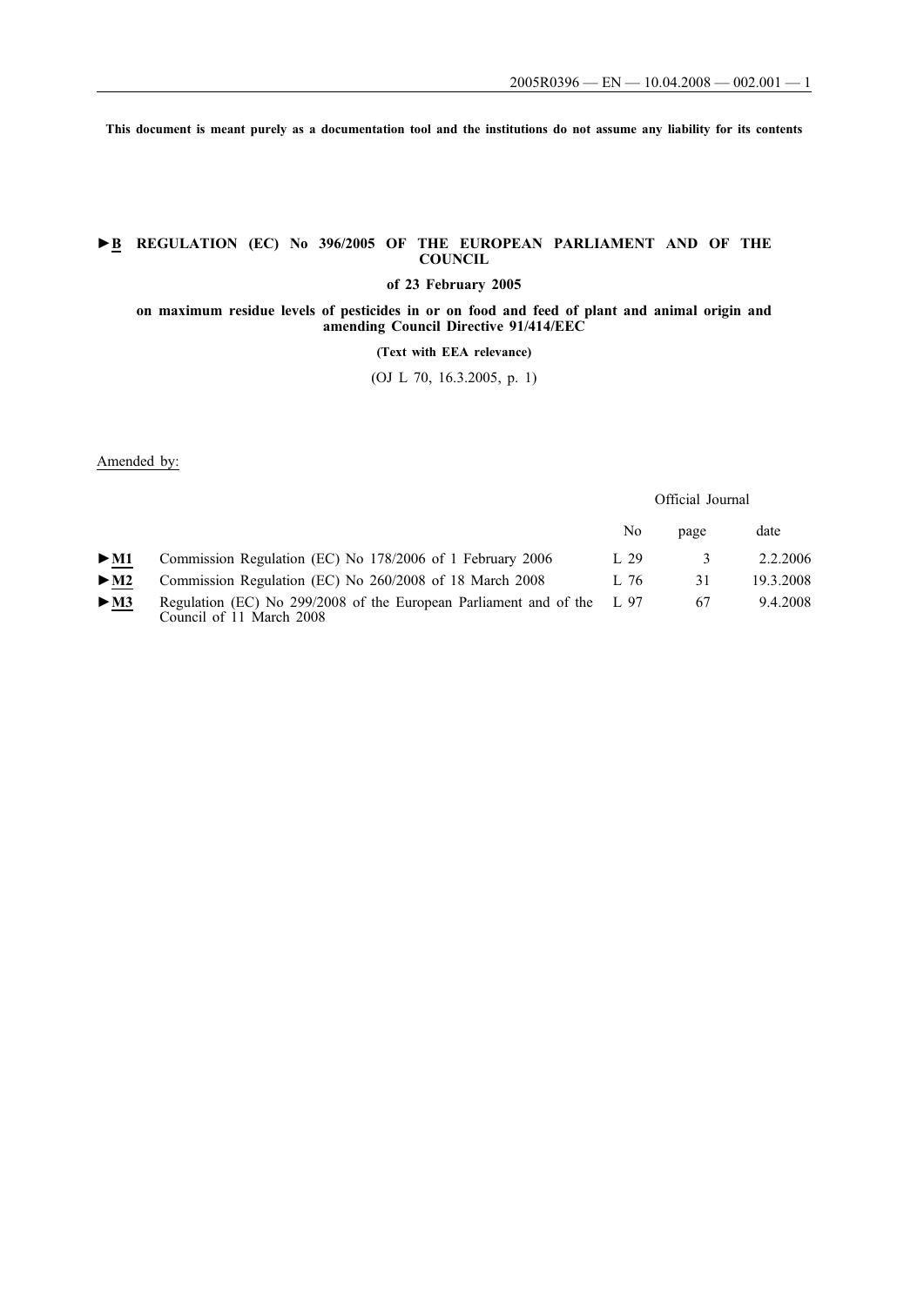This document is meant purely as a documentation tool and the institutions do not assume any liability for its contents

# ►B REGULATION (EC) No 396/2005 OF THE EUROPEAN PARLIAMENT AND OF THE COUNCIL

## of 23 February 2005

## on maximum residue levels of pesticides in or on food and feed of plant and animal origin and amending Council Directive 91/414/EEC

**(Text with EEA relevance)**

(OJ L 70, 16.3.2005, p. 1)

Amended by:

| | | Official Journal | | |
|---|---|---|---|---|
| | | No | page | date |
| ►M1 | Commission Regulation (EC) No 178/2006 of 1 February 2006 | L 29 | 3 | 2.2.2006 |
| ►M2 | Commission Regulation (EC) No 260/2008 of 18 March 2008 | L 76 | 31 | 19.3.2008 |
| ►M3 | Regulation (EC) No 299/2008 of the European Parliament and of the Council of 11 March 2008 | L 97 | 67 | 9.4.2008 |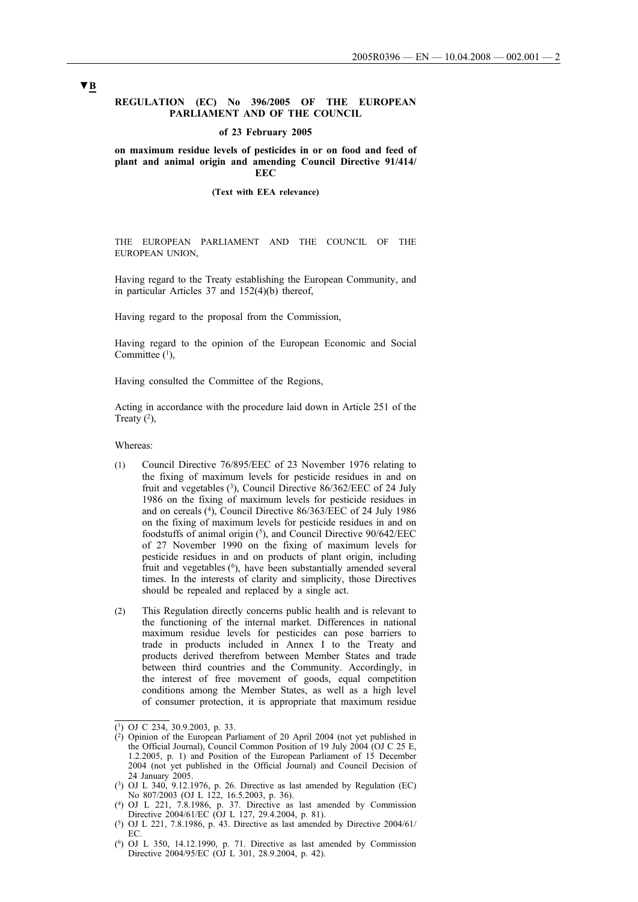▼B

**REGULATION (EC) No 396/2005 OF THE EUROPEAN PARLIAMENT AND OF THE COUNCIL**

**of 23 February 2005**

**on maximum residue levels of pesticides in or on food and feed of plant and animal origin and amending Council Directive 91/414/EEC**

**(Text with EEA relevance)**

THE EUROPEAN PARLIAMENT AND THE COUNCIL OF THE EUROPEAN UNION,

Having regard to the Treaty establishing the European Community, and in particular Articles 37 and 152(4)(b) thereof,

Having regard to the proposal from the Commission,

Having regard to the opinion of the European Economic and Social Committee [1],

Having consulted the Committee of the Regions,

Acting in accordance with the procedure laid down in Article 251 of the Treaty [2],

Whereas:

(1) Council Directive 76/895/EEC of 23 November 1976 relating to the fixing of maximum levels for pesticide residues in and on fruit and vegetables [3], Council Directive 86/362/EEC of 24 July 1986 on the fixing of maximum levels for pesticide residues in and on cereals [4], Council Directive 86/363/EEC of 24 July 1986 on the fixing of maximum levels for pesticide residues in and on foodstuffs of animal origin [5], and Council Directive 90/642/EEC of 27 November 1990 on the fixing of maximum levels for pesticide residues in and on products of plant origin, including fruit and vegetables [6], have been substantially amended several times. In the interests of clarity and simplicity, those Directives should be repealed and replaced by a single act.

(2) This Regulation directly concerns public health and is relevant to the functioning of the internal market. Differences in national maximum residue levels for pesticides can pose barriers to trade in products included in Annex I to the Treaty and products derived therefrom between Member States and trade between third countries and the Community. Accordingly, in the interest of free movement of goods, equal competition conditions among the Member States, as well as a high level of consumer protection, it is appropriate that maximum residue

---

[1] OJ C 234, 30.9.2003, p. 33.

[2] Opinion of the European Parliament of 20 April 2004 (not yet published in the Official Journal), Council Common Position of 19 July 2004 (OJ C 25 E, 1.2.2005, p. 1) and Position of the European Parliament of 15 December 2004 (not yet published in the Official Journal) and Council Decision of 24 January 2005.

[3] OJ L 340, 9.12.1976, p. 26. Directive as last amended by Regulation (EC) No 807/2003 (OJ L 122, 16.5.2003, p. 36).

[4] OJ L 221, 7.8.1986, p. 37. Directive as last amended by Commission Directive 2004/61/EC (OJ L 127, 29.4.2004, p. 81).

[5] OJ L 221, 7.8.1986, p. 43. Directive as last amended by Directive 2004/61/EC.

[6] OJ L 350, 14.12.1990, p. 71. Directive as last amended by Commission Directive 2004/95/EC (OJ L 301, 28.9.2004, p. 42).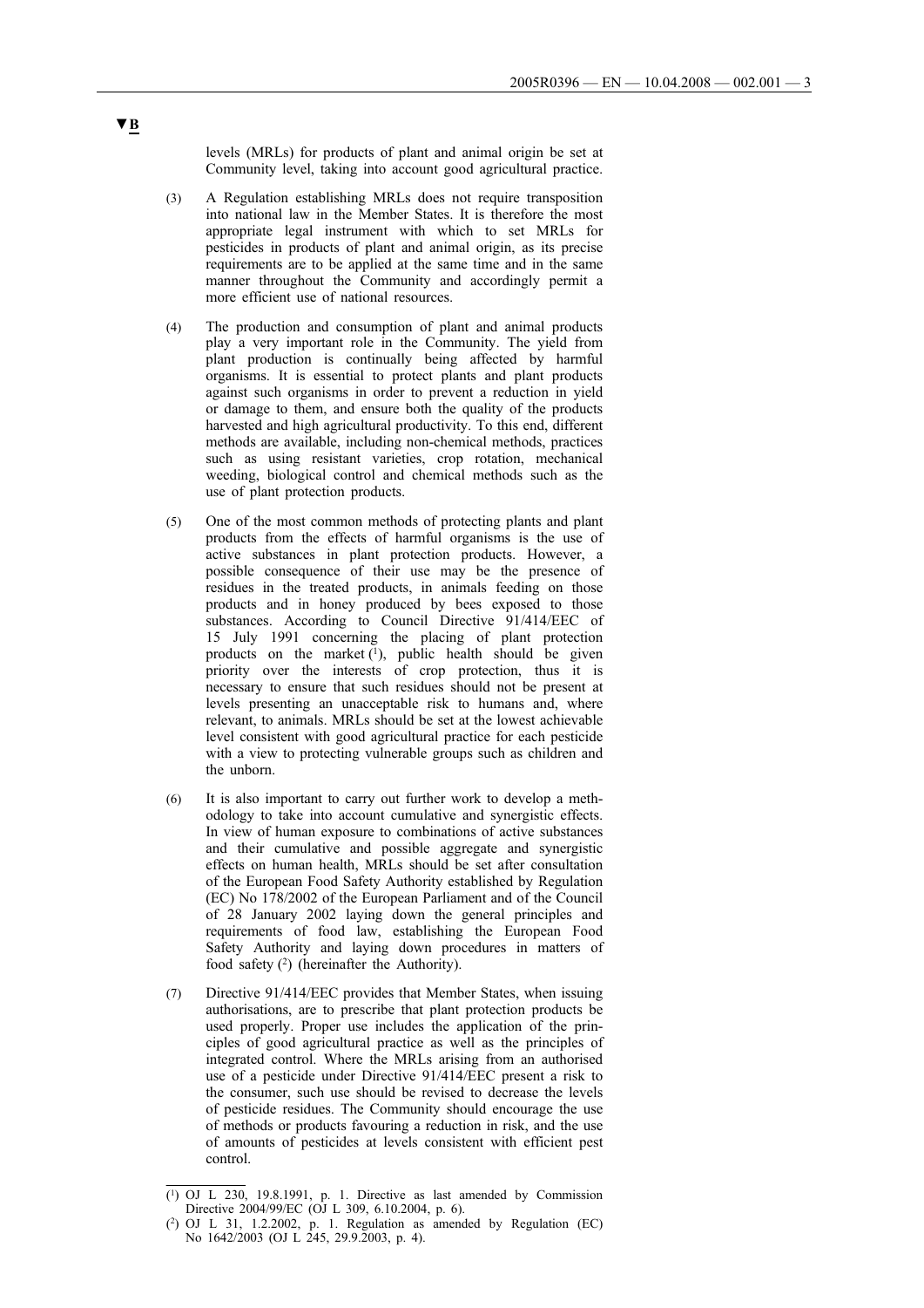▼B

levels (MRLs) for products of plant and animal origin be set at Community level, taking into account good agricultural practice.

(3) A Regulation establishing MRLs does not require transposition into national law in the Member States. It is therefore the most appropriate legal instrument with which to set MRLs for pesticides in products of plant and animal origin, as its precise requirements are to be applied at the same time and in the same manner throughout the Community and accordingly permit a more efficient use of national resources.

(4) The production and consumption of plant and animal products play a very important role in the Community. The yield from plant production is continually being affected by harmful organisms. It is essential to protect plants and plant products against such organisms in order to prevent a reduction in yield or damage to them, and ensure both the quality of the products harvested and high agricultural productivity. To this end, different methods are available, including non-chemical methods, practices such as using resistant varieties, crop rotation, mechanical weeding, biological control and chemical methods such as the use of plant protection products.

(5) One of the most common methods of protecting plants and plant products from the effects of harmful organisms is the use of active substances in plant protection products. However, a possible consequence of their use may be the presence of residues in the treated products, in animals feeding on those products and in honey produced by bees exposed to those substances. According to Council Directive 91/414/EEC of 15 July 1991 concerning the placing of plant protection products on the market [1], public health should be given priority over the interests of crop protection, thus it is necessary to ensure that such residues should not be present at levels presenting an unacceptable risk to humans and, where relevant, to animals. MRLs should be set at the lowest achievable level consistent with good agricultural practice for each pesticide with a view to protecting vulnerable groups such as children and the unborn.

(6) It is also important to carry out further work to develop a methodology to take into account cumulative and synergistic effects. In view of human exposure to combinations of active substances and their cumulative and possible aggregate and synergistic effects on human health, MRLs should be set after consultation of the European Food Safety Authority established by Regulation (EC) No 178/2002 of the European Parliament and of the Council of 28 January 2002 laying down the general principles and requirements of food law, establishing the European Food Safety Authority and laying down procedures in matters of food safety [2] (hereinafter the Authority).

(7) Directive 91/414/EEC provides that Member States, when issuing authorisations, are to prescribe that plant protection products be used properly. Proper use includes the application of the principles of good agricultural practice as well as the principles of integrated control. Where the MRLs arising from an authorised use of a pesticide under Directive 91/414/EEC present a risk to the consumer, such use should be revised to decrease the levels of pesticide residues. The Community should encourage the use of methods or products favouring a reduction in risk, and the use of amounts of pesticides at levels consistent with efficient pest control.

---

[1] OJ L 230, 19.8.1991, p. 1. Directive as last amended by Commission Directive 2004/99/EC (OJ L 309, 6.10.2004, p. 6).

[2] OJ L 31, 1.2.2002, p. 1. Regulation as amended by Regulation (EC) No 1642/2003 (OJ L 245, 29.9.2003, p. 4).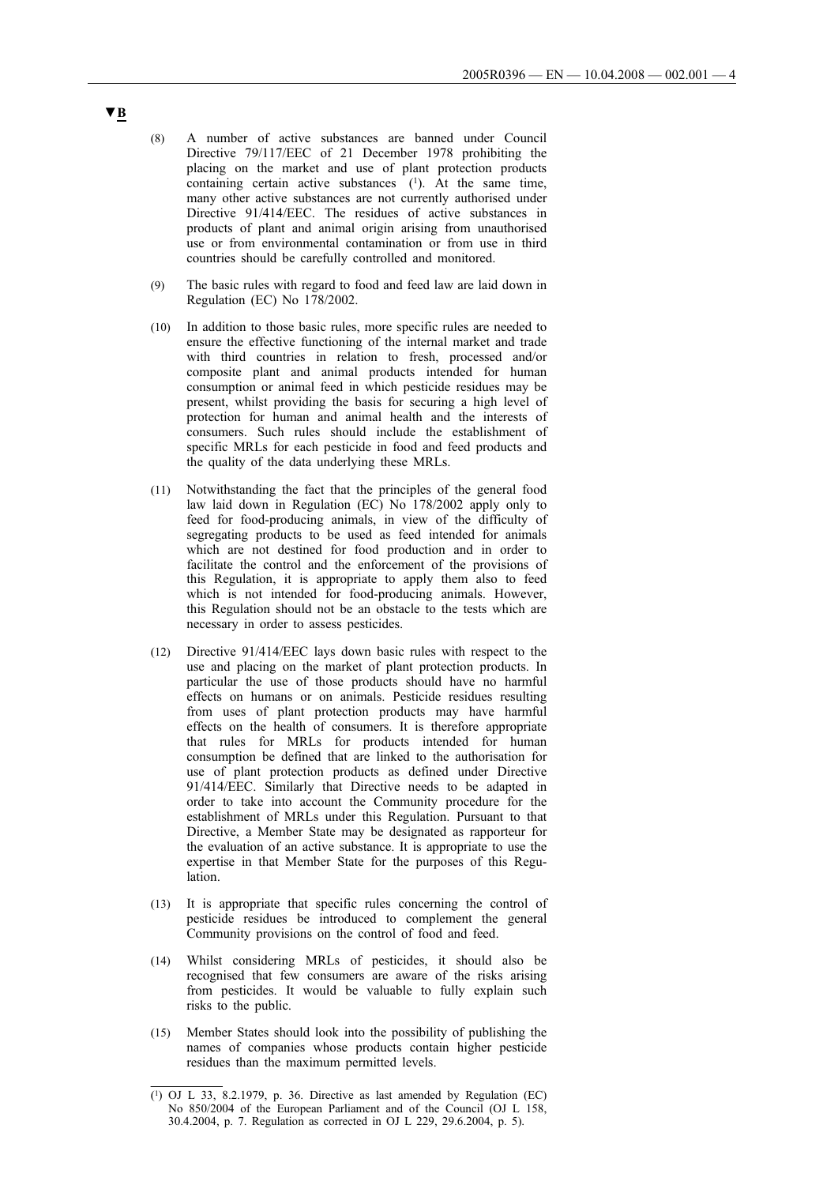▼B

(8) A number of active substances are banned under Council Directive 79/117/EEC of 21 December 1978 prohibiting the placing on the market and use of plant protection products containing certain active substances [1]. At the same time, many other active substances are not currently authorised under Directive 91/414/EEC. The residues of active substances in products of plant and animal origin arising from unauthorised use or from environmental contamination or from use in third countries should be carefully controlled and monitored.

(9) The basic rules with regard to food and feed law are laid down in Regulation (EC) No 178/2002.

(10) In addition to those basic rules, more specific rules are needed to ensure the effective functioning of the internal market and trade with third countries in relation to fresh, processed and/or composite plant and animal products intended for human consumption or animal feed in which pesticide residues may be present, whilst providing the basis for securing a high level of protection for human and animal health and the interests of consumers. Such rules should include the establishment of specific MRLs for each pesticide in food and feed products and the quality of the data underlying these MRLs.

(11) Notwithstanding the fact that the principles of the general food law laid down in Regulation (EC) No 178/2002 apply only to feed for food-producing animals, in view of the difficulty of segregating products to be used as feed intended for animals which are not destined for food production and in order to facilitate the control and the enforcement of the provisions of this Regulation, it is appropriate to apply them also to feed which is not intended for food-producing animals. However, this Regulation should not be an obstacle to the tests which are necessary in order to assess pesticides.

(12) Directive 91/414/EEC lays down basic rules with respect to the use and placing on the market of plant protection products. In particular the use of those products should have no harmful effects on humans or on animals. Pesticide residues resulting from uses of plant protection products may have harmful effects on the health of consumers. It is therefore appropriate that rules for MRLs for products intended for human consumption be defined that are linked to the authorisation for use of plant protection products as defined under Directive 91/414/EEC. Similarly that Directive needs to be adapted in order to take into account the Community procedure for the establishment of MRLs under this Regulation. Pursuant to that Directive, a Member State may be designated as rapporteur for the evaluation of an active substance. It is appropriate to use the expertise in that Member State for the purposes of this Regulation.

(13) It is appropriate that specific rules concerning the control of pesticide residues be introduced to complement the general Community provisions on the control of food and feed.

(14) Whilst considering MRLs of pesticides, it should also be recognised that few consumers are aware of the risks arising from pesticides. It would be valuable to fully explain such risks to the public.

(15) Member States should look into the possibility of publishing the names of companies whose products contain higher pesticide residues than the maximum permitted levels.

---

[1] OJ L 33, 8.2.1979, p. 36. Directive as last amended by Regulation (EC) No 850/2004 of the European Parliament and of the Council (OJ L 158, 30.4.2004, p. 7. Regulation as corrected in OJ L 229, 29.6.2004, p. 5).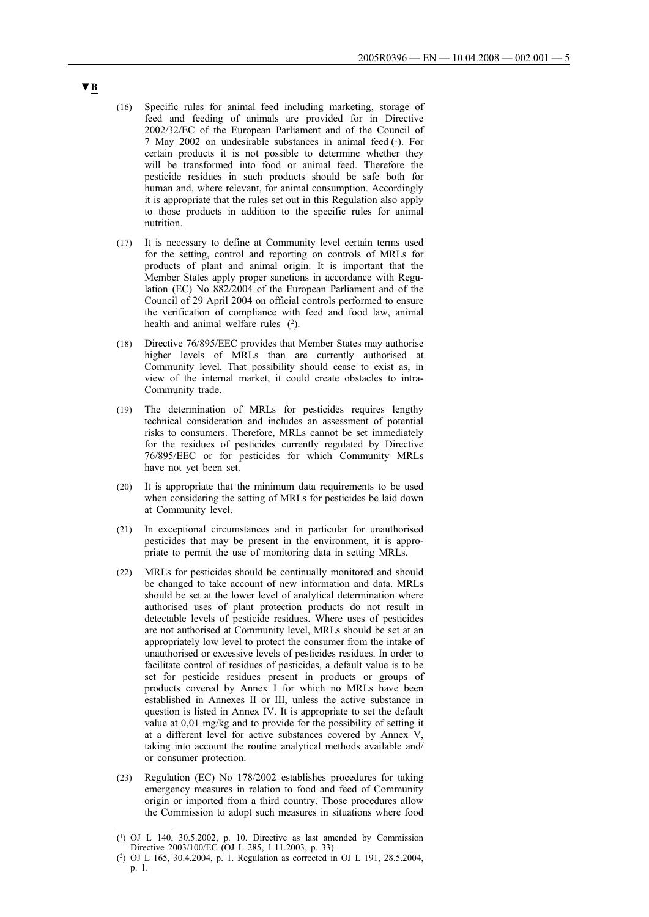▼B

(16) Specific rules for animal feed including marketing, storage of feed and feeding of animals are provided for in Directive 2002/32/EC of the European Parliament and of the Council of 7 May 2002 on undesirable substances in animal feed [1]. For certain products it is not possible to determine whether they will be transformed into food or animal feed. Therefore the pesticide residues in such products should be safe both for human and, where relevant, for animal consumption. Accordingly it is appropriate that the rules set out in this Regulation also apply to those products in addition to the specific rules for animal nutrition.

(17) It is necessary to define at Community level certain terms used for the setting, control and reporting on controls of MRLs for products of plant and animal origin. It is important that the Member States apply proper sanctions in accordance with Regulation (EC) No 882/2004 of the European Parliament and of the Council of 29 April 2004 on official controls performed to ensure the verification of compliance with feed and food law, animal health and animal welfare rules [2].

(18) Directive 76/895/EEC provides that Member States may authorise higher levels of MRLs than are currently authorised at Community level. That possibility should cease to exist as, in view of the internal market, it could create obstacles to intra-Community trade.

(19) The determination of MRLs for pesticides requires lengthy technical consideration and includes an assessment of potential risks to consumers. Therefore, MRLs cannot be set immediately for the residues of pesticides currently regulated by Directive 76/895/EEC or for pesticides for which Community MRLs have not yet been set.

(20) It is appropriate that the minimum data requirements to be used when considering the setting of MRLs for pesticides be laid down at Community level.

(21) In exceptional circumstances and in particular for unauthorised pesticides that may be present in the environment, it is appropriate to permit the use of monitoring data in setting MRLs.

(22) MRLs for pesticides should be continually monitored and should be changed to take account of new information and data. MRLs should be set at the lower level of analytical determination where authorised uses of plant protection products do not result in detectable levels of pesticide residues. Where uses of pesticides are not authorised at Community level, MRLs should be set at an appropriately low level to protect the consumer from the intake of unauthorised or excessive levels of pesticides residues. In order to facilitate control of residues of pesticides, a default value is to be set for pesticide residues present in products or groups of products covered by Annex I for which no MRLs have been established in Annexes II or III, unless the active substance in question is listed in Annex IV. It is appropriate to set the default value at 0,01 mg/kg and to provide for the possibility of setting it at a different level for active substances covered by Annex V, taking into account the routine analytical methods available and/or consumer protection.

(23) Regulation (EC) No 178/2002 establishes procedures for taking emergency measures in relation to food and feed of Community origin or imported from a third country. Those procedures allow the Commission to adopt such measures in situations where food

---

[1] OJ L 140, 30.5.2002, p. 10. Directive as last amended by Commission Directive 2003/100/EC (OJ L 285, 1.11.2003, p. 33).

[2] OJ L 165, 30.4.2004, p. 1. Regulation as corrected in OJ L 191, 28.5.2004, p. 1.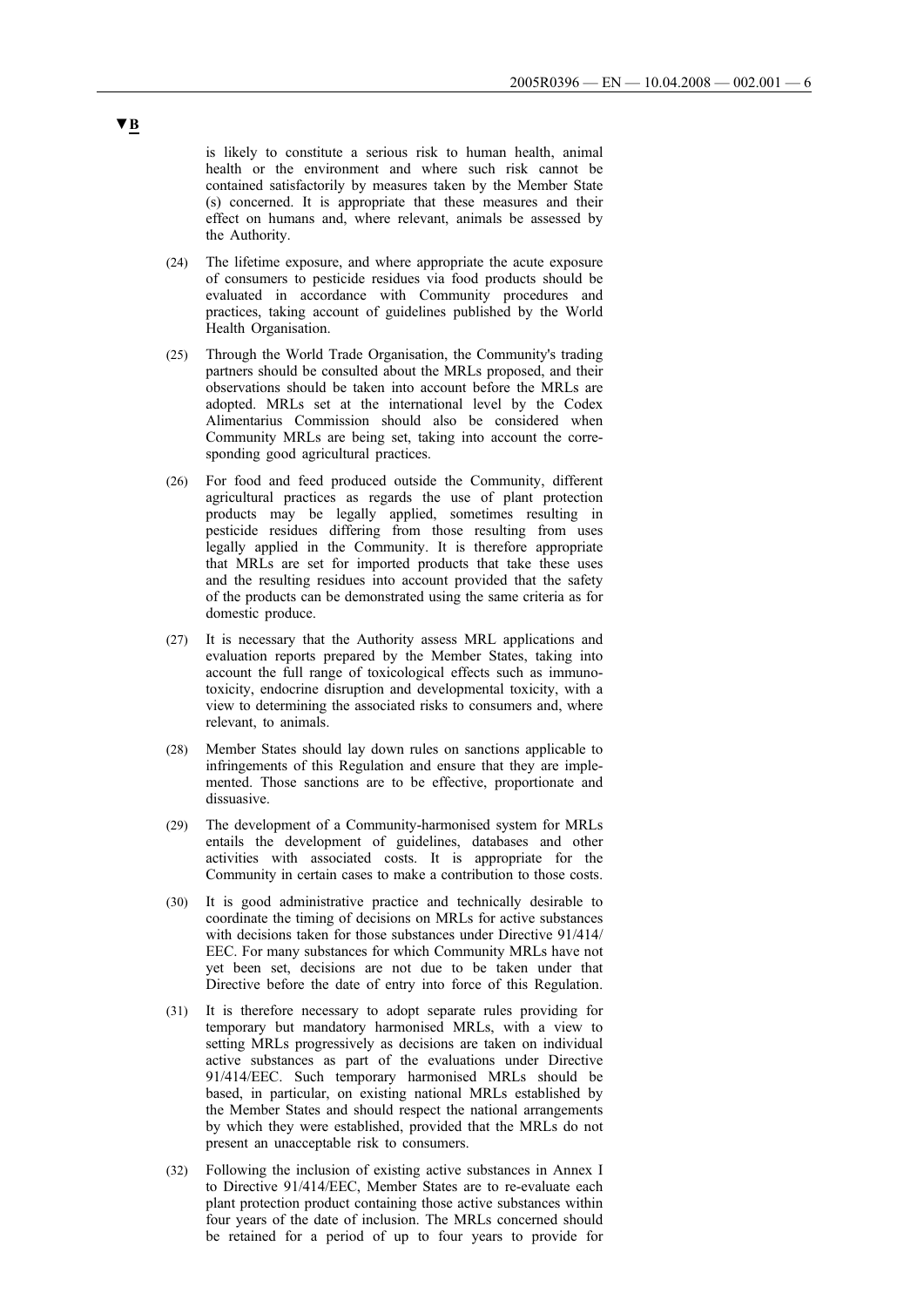▼B

is likely to constitute a serious risk to human health, animal health or the environment and where such risk cannot be contained satisfactorily by measures taken by the Member State (s) concerned. It is appropriate that these measures and their effect on humans and, where relevant, animals be assessed by the Authority.

(24) The lifetime exposure, and where appropriate the acute exposure of consumers to pesticide residues via food products should be evaluated in accordance with Community procedures and practices, taking account of guidelines published by the World Health Organisation.

(25) Through the World Trade Organisation, the Community's trading partners should be consulted about the MRLs proposed, and their observations should be taken into account before the MRLs are adopted. MRLs set at the international level by the Codex Alimentarius Commission should also be considered when Community MRLs are being set, taking into account the corresponding good agricultural practices.

(26) For food and feed produced outside the Community, different agricultural practices as regards the use of plant protection products may be legally applied, sometimes resulting in pesticide residues differing from those resulting from uses legally applied in the Community. It is therefore appropriate that MRLs are set for imported products that take these uses and the resulting residues into account provided that the safety of the products can be demonstrated using the same criteria as for domestic produce.

(27) It is necessary that the Authority assess MRL applications and evaluation reports prepared by the Member States, taking into account the full range of toxicological effects such as immunotoxicity, endocrine disruption and developmental toxicity, with a view to determining the associated risks to consumers and, where relevant, to animals.

(28) Member States should lay down rules on sanctions applicable to infringements of this Regulation and ensure that they are implemented. Those sanctions are to be effective, proportionate and dissuasive.

(29) The development of a Community-harmonised system for MRLs entails the development of guidelines, databases and other activities with associated costs. It is appropriate for the Community in certain cases to make a contribution to those costs.

(30) It is good administrative practice and technically desirable to coordinate the timing of decisions on MRLs for active substances with decisions taken for those substances under Directive 91/414/EEC. For many substances for which Community MRLs have not yet been set, decisions are not due to be taken under that Directive before the date of entry into force of this Regulation.

(31) It is therefore necessary to adopt separate rules providing for temporary but mandatory harmonised MRLs, with a view to setting MRLs progressively as decisions are taken on individual active substances as part of the evaluations under Directive 91/414/EEC. Such temporary harmonised MRLs should be based, in particular, on existing national MRLs established by the Member States and should respect the national arrangements by which they were established, provided that the MRLs do not present an unacceptable risk to consumers.

(32) Following the inclusion of existing active substances in Annex I to Directive 91/414/EEC, Member States are to re-evaluate each plant protection product containing those active substances within four years of the date of inclusion. The MRLs concerned should be retained for a period of up to four years to provide for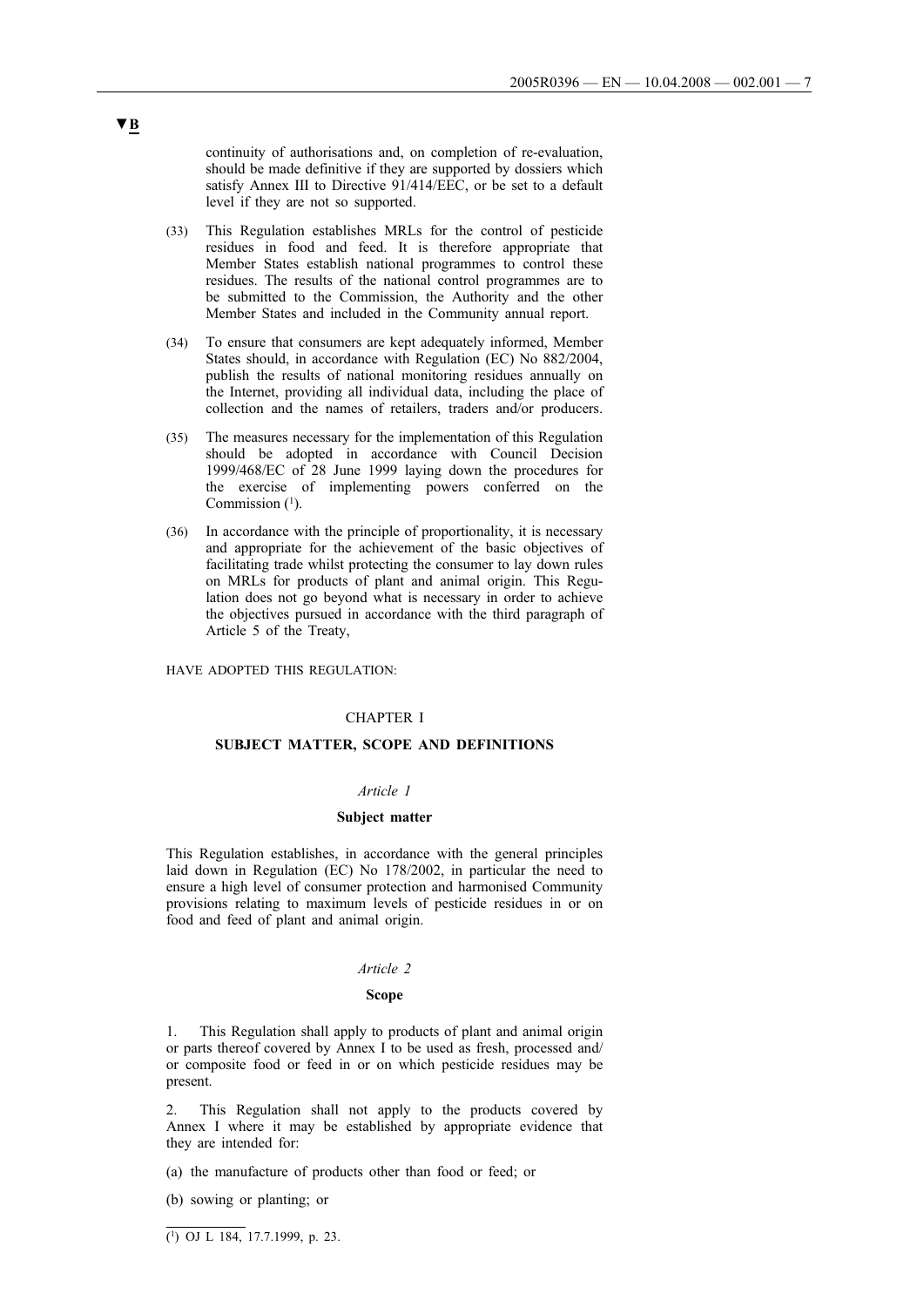▼B

continuity of authorisations and, on completion of re-evaluation, should be made definitive if they are supported by dossiers which satisfy Annex III to Directive 91/414/EEC, or be set to a default level if they are not so supported.

(33) This Regulation establishes MRLs for the control of pesticide residues in food and feed. It is therefore appropriate that Member States establish national programmes to control these residues. The results of the national control programmes are to be submitted to the Commission, the Authority and the other Member States and included in the Community annual report.

(34) To ensure that consumers are kept adequately informed, Member States should, in accordance with Regulation (EC) No 882/2004, publish the results of national monitoring residues annually on the Internet, providing all individual data, including the place of collection and the names of retailers, traders and/or producers.

(35) The measures necessary for the implementation of this Regulation should be adopted in accordance with Council Decision 1999/468/EC of 28 June 1999 laying down the procedures for the exercise of implementing powers conferred on the Commission [1].

(36) In accordance with the principle of proportionality, it is necessary and appropriate for the achievement of the basic objectives of facilitating trade whilst protecting the consumer to lay down rules on MRLs for products of plant and animal origin. This Regulation does not go beyond what is necessary in order to achieve the objectives pursued in accordance with the third paragraph of Article 5 of the Treaty,

HAVE ADOPTED THIS REGULATION:

## CHAPTER I

## SUBJECT MATTER, SCOPE AND DEFINITIONS

### *Article 1*

### Subject matter

This Regulation establishes, in accordance with the general principles laid down in Regulation (EC) No 178/2002, in particular the need to ensure a high level of consumer protection and harmonised Community provisions relating to maximum levels of pesticide residues in or on food and feed of plant and animal origin.

### *Article 2*

### Scope

1. This Regulation shall apply to products of plant and animal origin or parts thereof covered by Annex I to be used as fresh, processed and/or composite food or feed in or on which pesticide residues may be present.

2. This Regulation shall not apply to the products covered by Annex I where it may be established by appropriate evidence that they are intended for:

(a) the manufacture of products other than food or feed; or

(b) sowing or planting; or

---

[1] OJ L 184, 17.7.1999, p. 23.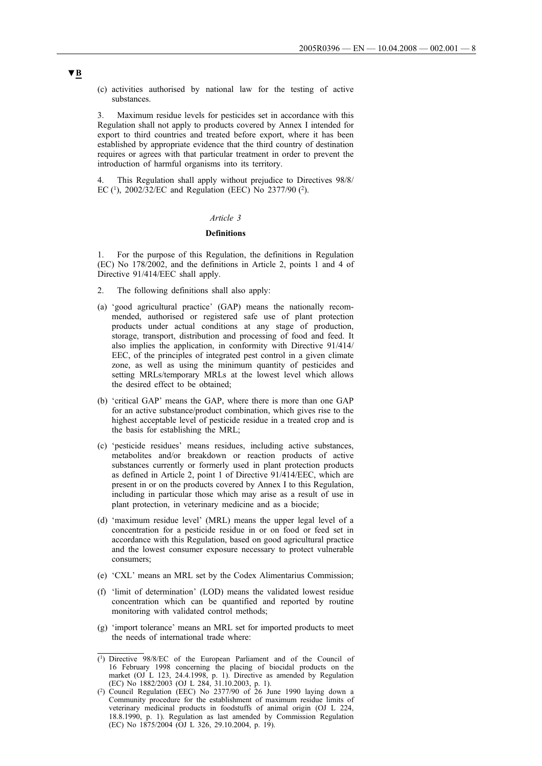▼B

(c) activities authorised by national law for the testing of active substances.

3. Maximum residue levels for pesticides set in accordance with this Regulation shall not apply to products covered by Annex I intended for export to third countries and treated before export, where it has been established by appropriate evidence that the third country of destination requires or agrees with that particular treatment in order to prevent the introduction of harmful organisms into its territory.

4. This Regulation shall apply without prejudice to Directives 98/8/EC [1], 2002/32/EC and Regulation (EEC) No 2377/90 [2].

*Article 3*

**Definitions**

1. For the purpose of this Regulation, the definitions in Regulation (EC) No 178/2002, and the definitions in Article 2, points 1 and 4 of Directive 91/414/EEC shall apply.

2. The following definitions shall also apply:

(a) 'good agricultural practice' (GAP) means the nationally recommended, authorised or registered safe use of plant protection products under actual conditions at any stage of production, storage, transport, distribution and processing of food and feed. It also implies the application, in conformity with Directive 91/414/EEC, of the principles of integrated pest control in a given climate zone, as well as using the minimum quantity of pesticides and setting MRLs/temporary MRLs at the lowest level which allows the desired effect to be obtained;

(b) 'critical GAP' means the GAP, where there is more than one GAP for an active substance/product combination, which gives rise to the highest acceptable level of pesticide residue in a treated crop and is the basis for establishing the MRL;

(c) 'pesticide residues' means residues, including active substances, metabolites and/or breakdown or reaction products of active substances currently or formerly used in plant protection products as defined in Article 2, point 1 of Directive 91/414/EEC, which are present in or on the products covered by Annex I to this Regulation, including in particular those which may arise as a result of use in plant protection, in veterinary medicine and as a biocide;

(d) 'maximum residue level' (MRL) means the upper legal level of a concentration for a pesticide residue in or on food or feed set in accordance with this Regulation, based on good agricultural practice and the lowest consumer exposure necessary to protect vulnerable consumers;

(e) 'CXL' means an MRL set by the Codex Alimentarius Commission;

(f) 'limit of determination' (LOD) means the validated lowest residue concentration which can be quantified and reported by routine monitoring with validated control methods;

(g) 'import tolerance' means an MRL set for imported products to meet the needs of international trade where:

---

[1] Directive 98/8/EC of the European Parliament and of the Council of 16 February 1998 concerning the placing of biocidal products on the market (OJ L 123, 24.4.1998, p. 1). Directive as amended by Regulation (EC) No 1882/2003 (OJ L 284, 31.10.2003, p. 1).

[2] Council Regulation (EEC) No 2377/90 of 26 June 1990 laying down a Community procedure for the establishment of maximum residue limits of veterinary medicinal products in foodstuffs of animal origin (OJ L 224, 18.8.1990, p. 1). Regulation as last amended by Commission Regulation (EC) No 1875/2004 (OJ L 326, 29.10.2004, p. 19).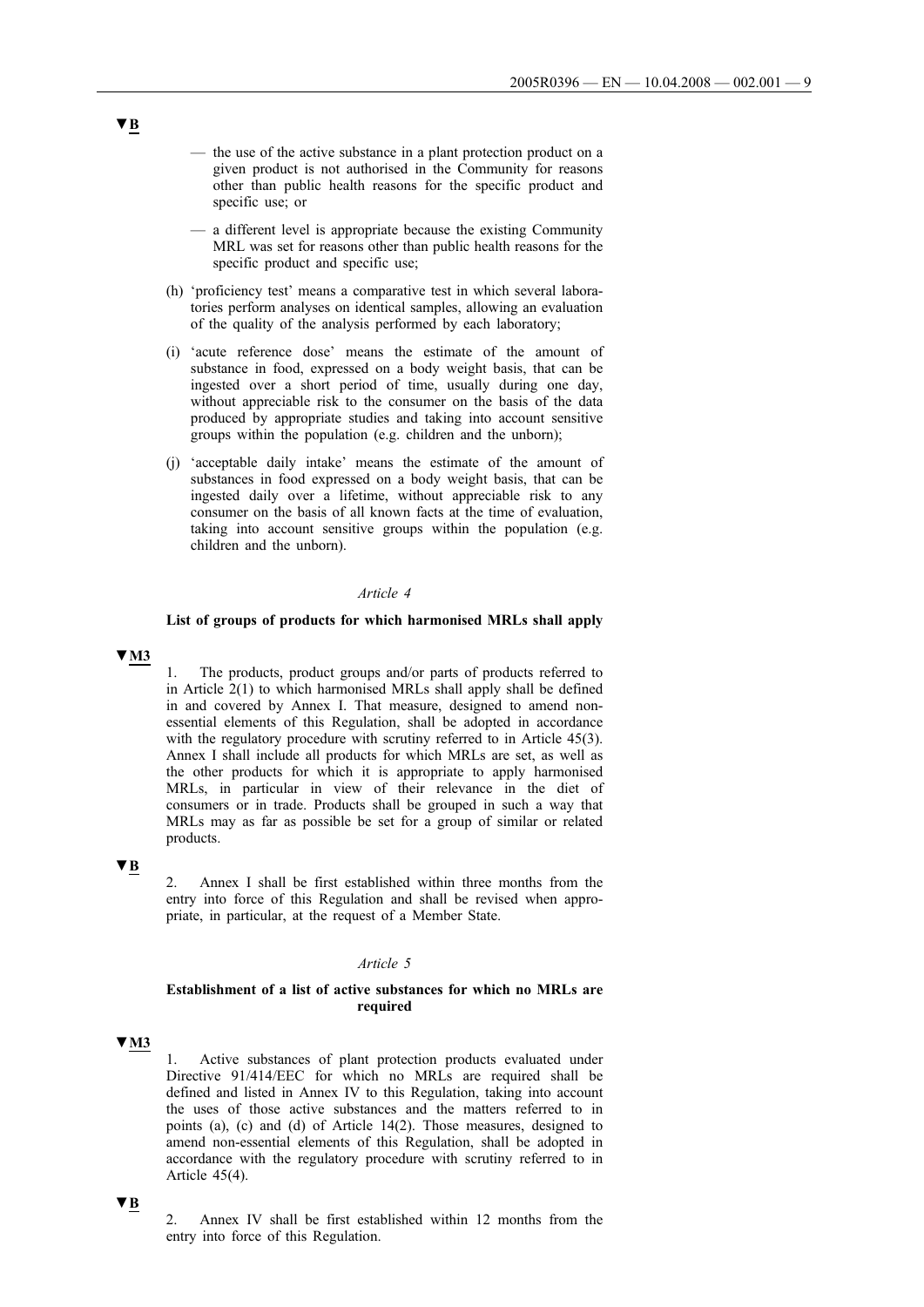▼B

— the use of the active substance in a plant protection product on a given product is not authorised in the Community for reasons other than public health reasons for the specific product and specific use; or

— a different level is appropriate because the existing Community MRL was set for reasons other than public health reasons for the specific product and specific use;

(h) 'proficiency test' means a comparative test in which several laboratories perform analyses on identical samples, allowing an evaluation of the quality of the analysis performed by each laboratory;

(i) 'acute reference dose' means the estimate of the amount of substance in food, expressed on a body weight basis, that can be ingested over a short period of time, usually during one day, without appreciable risk to the consumer on the basis of the data produced by appropriate studies and taking into account sensitive groups within the population (e.g. children and the unborn);

(j) 'acceptable daily intake' means the estimate of the amount of substances in food expressed on a body weight basis, that can be ingested daily over a lifetime, without appreciable risk to any consumer on the basis of all known facts at the time of evaluation, taking into account sensitive groups within the population (e.g. children and the unborn).

*Article 4*

**List of groups of products for which harmonised MRLs shall apply**

▼M3

1. The products, product groups and/or parts of products referred to in Article 2(1) to which harmonised MRLs shall apply shall be defined in and covered by Annex I. That measure, designed to amend non-essential elements of this Regulation, shall be adopted in accordance with the regulatory procedure with scrutiny referred to in Article 45(3). Annex I shall include all products for which MRLs are set, as well as the other products for which it is appropriate to apply harmonised MRLs, in particular in view of their relevance in the diet of consumers or in trade. Products shall be grouped in such a way that MRLs may as far as possible be set for a group of similar or related products.

▼B

2. Annex I shall be first established within three months from the entry into force of this Regulation and shall be revised when appropriate, in particular, at the request of a Member State.

*Article 5*

**Establishment of a list of active substances for which no MRLs are required**

▼M3

1. Active substances of plant protection products evaluated under Directive 91/414/EEC for which no MRLs are required shall be defined and listed in Annex IV to this Regulation, taking into account the uses of those active substances and the matters referred to in points (a), (c) and (d) of Article 14(2). Those measures, designed to amend non-essential elements of this Regulation, shall be adopted in accordance with the regulatory procedure with scrutiny referred to in Article 45(4).

▼B

2. Annex IV shall be first established within 12 months from the entry into force of this Regulation.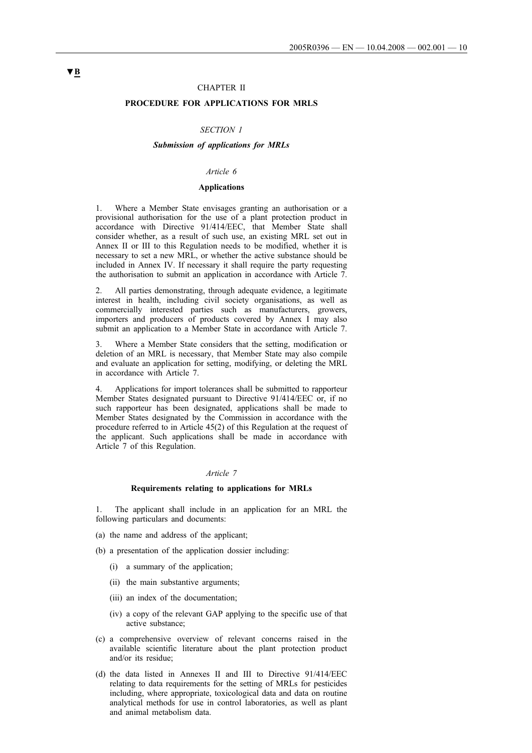▼B

## CHAPTER II

## PROCEDURE FOR APPLICATIONS FOR MRLS

### *SECTION 1*

### ***Submission of applications for MRLs***

*Article 6*

**Applications**

1. Where a Member State envisages granting an authorisation or a provisional authorisation for the use of a plant protection product in accordance with Directive 91/414/EEC, that Member State shall consider whether, as a result of such use, an existing MRL set out in Annex II or III to this Regulation needs to be modified, whether it is necessary to set a new MRL, or whether the active substance should be included in Annex IV. If necessary it shall require the party requesting the authorisation to submit an application in accordance with Article 7.

2. All parties demonstrating, through adequate evidence, a legitimate interest in health, including civil society organisations, as well as commercially interested parties such as manufacturers, growers, importers and producers of products covered by Annex I may also submit an application to a Member State in accordance with Article 7.

3. Where a Member State considers that the setting, modification or deletion of an MRL is necessary, that Member State may also compile and evaluate an application for setting, modifying, or deleting the MRL in accordance with Article 7.

4. Applications for import tolerances shall be submitted to rapporteur Member States designated pursuant to Directive 91/414/EEC or, if no such rapporteur has been designated, applications shall be made to Member States designated by the Commission in accordance with the procedure referred to in Article 45(2) of this Regulation at the request of the applicant. Such applications shall be made in accordance with Article 7 of this Regulation.

*Article 7*

**Requirements relating to applications for MRLs**

1. The applicant shall include in an application for an MRL the following particulars and documents:

(a) the name and address of the applicant;

(b) a presentation of the application dossier including:

   (i) a summary of the application;

   (ii) the main substantive arguments;

   (iii) an index of the documentation;

   (iv) a copy of the relevant GAP applying to the specific use of that active substance;

(c) a comprehensive overview of relevant concerns raised in the available scientific literature about the plant protection product and/or its residue;

(d) the data listed in Annexes II and III to Directive 91/414/EEC relating to data requirements for the setting of MRLs for pesticides including, where appropriate, toxicological data and data on routine analytical methods for use in control laboratories, as well as plant and animal metabolism data.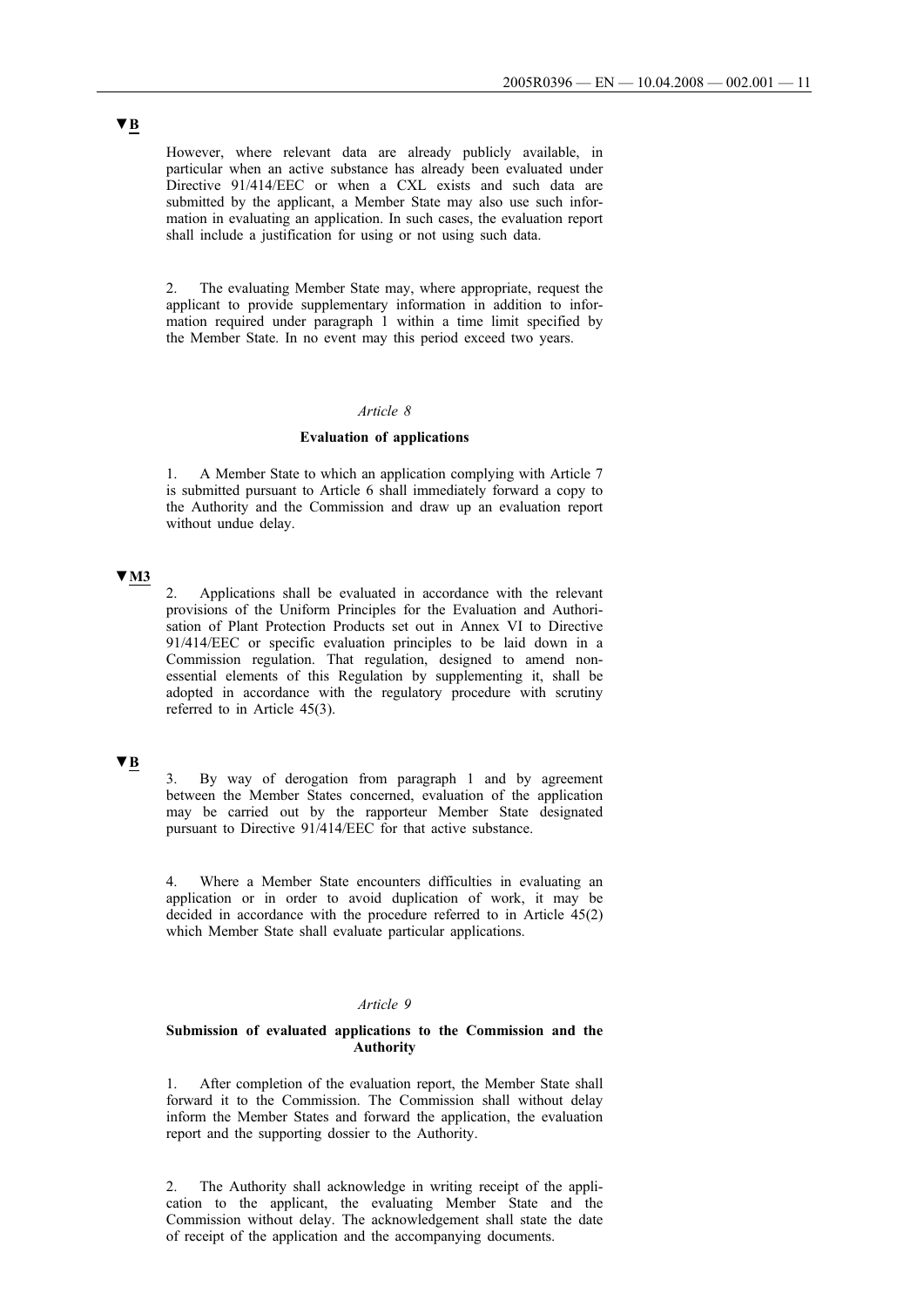▼B

However, where relevant data are already publicly available, in particular when an active substance has already been evaluated under Directive 91/414/EEC or when a CXL exists and such data are submitted by the applicant, a Member State may also use such information in evaluating an application. In such cases, the evaluation report shall include a justification for using or not using such data.

2. The evaluating Member State may, where appropriate, request the applicant to provide supplementary information in addition to information required under paragraph 1 within a time limit specified by the Member State. In no event may this period exceed two years.

*Article 8*

**Evaluation of applications**

1. A Member State to which an application complying with Article 7 is submitted pursuant to Article 6 shall immediately forward a copy to the Authority and the Commission and draw up an evaluation report without undue delay.

▼M3

2. Applications shall be evaluated in accordance with the relevant provisions of the Uniform Principles for the Evaluation and Authorisation of Plant Protection Products set out in Annex VI to Directive 91/414/EEC or specific evaluation principles to be laid down in a Commission regulation. That regulation, designed to amend non-essential elements of this Regulation by supplementing it, shall be adopted in accordance with the regulatory procedure with scrutiny referred to in Article 45(3).

▼B

3. By way of derogation from paragraph 1 and by agreement between the Member States concerned, evaluation of the application may be carried out by the rapporteur Member State designated pursuant to Directive 91/414/EEC for that active substance.

4. Where a Member State encounters difficulties in evaluating an application or in order to avoid duplication of work, it may be decided in accordance with the procedure referred to in Article 45(2) which Member State shall evaluate particular applications.

*Article 9*

**Submission of evaluated applications to the Commission and the Authority**

1. After completion of the evaluation report, the Member State shall forward it to the Commission. The Commission shall without delay inform the Member States and forward the application, the evaluation report and the supporting dossier to the Authority.

2. The Authority shall acknowledge in writing receipt of the application to the applicant, the evaluating Member State and the Commission without delay. The acknowledgement shall state the date of receipt of the application and the accompanying documents.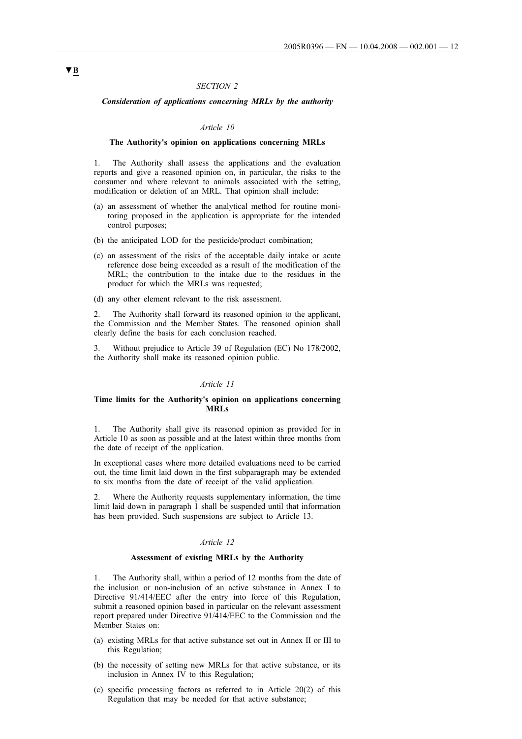▼B

*SECTION 2*

***Consideration of applications concerning MRLs by the authority***

*Article 10*

**The Authority's opinion on applications concerning MRLs**

1. The Authority shall assess the applications and the evaluation reports and give a reasoned opinion on, in particular, the risks to the consumer and where relevant to animals associated with the setting, modification or deletion of an MRL. That opinion shall include:

(a) an assessment of whether the analytical method for routine monitoring proposed in the application is appropriate for the intended control purposes;

(b) the anticipated LOD for the pesticide/product combination;

(c) an assessment of the risks of the acceptable daily intake or acute reference dose being exceeded as a result of the modification of the MRL; the contribution to the intake due to the residues in the product for which the MRLs was requested;

(d) any other element relevant to the risk assessment.

2. The Authority shall forward its reasoned opinion to the applicant, the Commission and the Member States. The reasoned opinion shall clearly define the basis for each conclusion reached.

3. Without prejudice to Article 39 of Regulation (EC) No 178/2002, the Authority shall make its reasoned opinion public.

*Article 11*

**Time limits for the Authority's opinion on applications concerning MRLs**

1. The Authority shall give its reasoned opinion as provided for in Article 10 as soon as possible and at the latest within three months from the date of receipt of the application.

In exceptional cases where more detailed evaluations need to be carried out, the time limit laid down in the first subparagraph may be extended to six months from the date of receipt of the valid application.

2. Where the Authority requests supplementary information, the time limit laid down in paragraph 1 shall be suspended until that information has been provided. Such suspensions are subject to Article 13.

*Article 12*

**Assessment of existing MRLs by the Authority**

1. The Authority shall, within a period of 12 months from the date of the inclusion or non-inclusion of an active substance in Annex I to Directive 91/414/EEC after the entry into force of this Regulation, submit a reasoned opinion based in particular on the relevant assessment report prepared under Directive 91/414/EEC to the Commission and the Member States on:

(a) existing MRLs for that active substance set out in Annex II or III to this Regulation;

(b) the necessity of setting new MRLs for that active substance, or its inclusion in Annex IV to this Regulation;

(c) specific processing factors as referred to in Article 20(2) of this Regulation that may be needed for that active substance;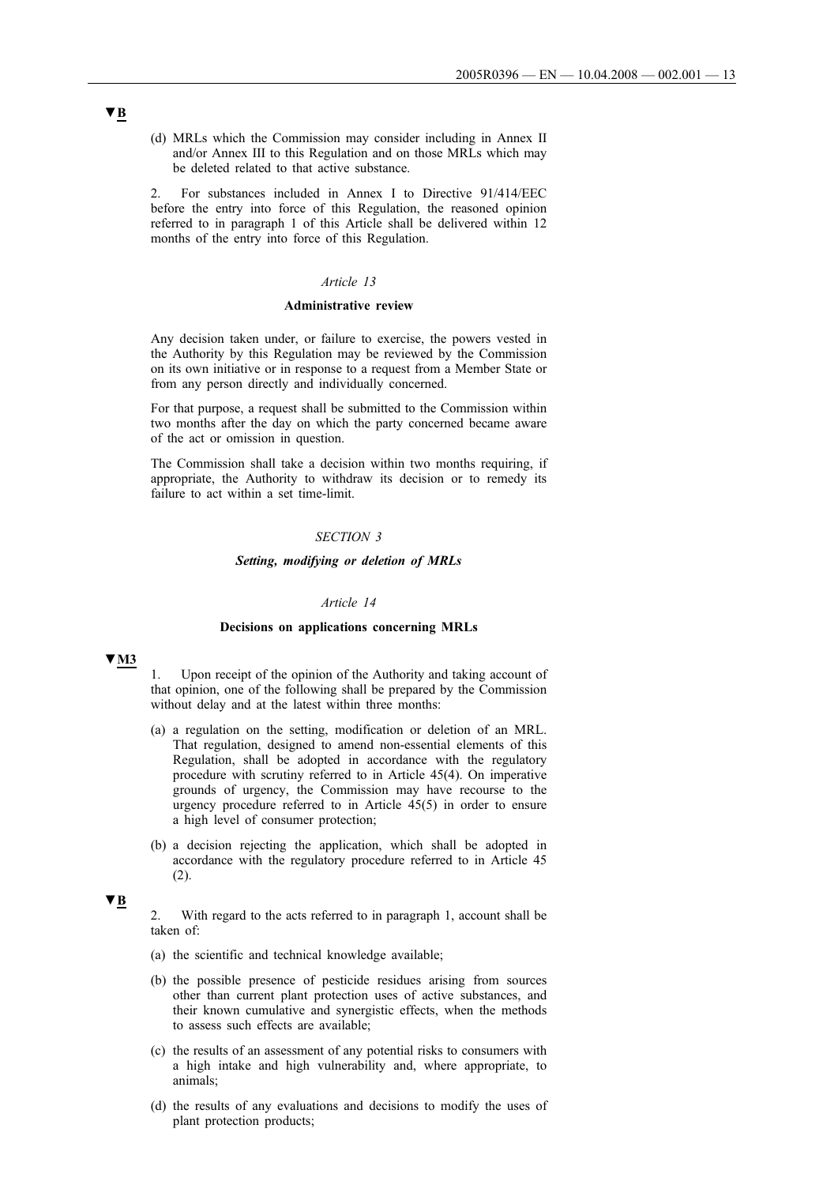▼B

(d) MRLs which the Commission may consider including in Annex II and/or Annex III to this Regulation and on those MRLs which may be deleted related to that active substance.

2. For substances included in Annex I to Directive 91/414/EEC before the entry into force of this Regulation, the reasoned opinion referred to in paragraph 1 of this Article shall be delivered within 12 months of the entry into force of this Regulation.

*Article 13*

**Administrative review**

Any decision taken under, or failure to exercise, the powers vested in the Authority by this Regulation may be reviewed by the Commission on its own initiative or in response to a request from a Member State or from any person directly and individually concerned.

For that purpose, a request shall be submitted to the Commission within two months after the day on which the party concerned became aware of the act or omission in question.

The Commission shall take a decision within two months requiring, if appropriate, the Authority to withdraw its decision or to remedy its failure to act within a set time-limit.

*SECTION 3*

***Setting, modifying or deletion of MRLs***

*Article 14*

**Decisions on applications concerning MRLs**

▼M3

1. Upon receipt of the opinion of the Authority and taking account of that opinion, one of the following shall be prepared by the Commission without delay and at the latest within three months:

(a) a regulation on the setting, modification or deletion of an MRL. That regulation, designed to amend non-essential elements of this Regulation, shall be adopted in accordance with the regulatory procedure with scrutiny referred to in Article 45(4). On imperative grounds of urgency, the Commission may have recourse to the urgency procedure referred to in Article 45(5) in order to ensure a high level of consumer protection;

(b) a decision rejecting the application, which shall be adopted in accordance with the regulatory procedure referred to in Article 45 (2).

▼B

2. With regard to the acts referred to in paragraph 1, account shall be taken of:

(a) the scientific and technical knowledge available;

(b) the possible presence of pesticide residues arising from sources other than current plant protection uses of active substances, and their known cumulative and synergistic effects, when the methods to assess such effects are available;

(c) the results of an assessment of any potential risks to consumers with a high intake and high vulnerability and, where appropriate, to animals;

(d) the results of any evaluations and decisions to modify the uses of plant protection products;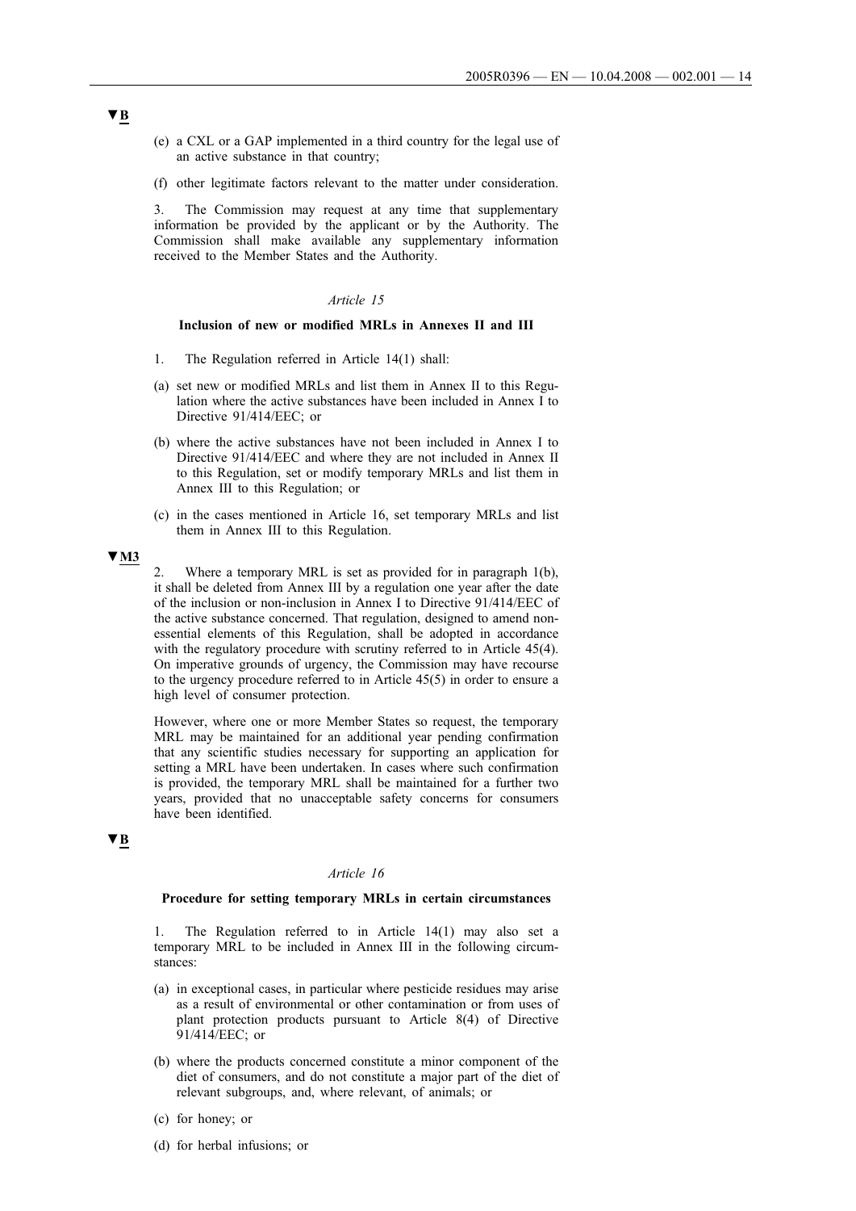▼B

(e) a CXL or a GAP implemented in a third country for the legal use of an active substance in that country;

(f) other legitimate factors relevant to the matter under consideration.

3. The Commission may request at any time that supplementary information be provided by the applicant or by the Authority. The Commission shall make available any supplementary information received to the Member States and the Authority.

*Article 15*

**Inclusion of new or modified MRLs in Annexes II and III**

1. The Regulation referred in Article 14(1) shall:

(a) set new or modified MRLs and list them in Annex II to this Regulation where the active substances have been included in Annex I to Directive 91/414/EEC; or

(b) where the active substances have not been included in Annex I to Directive 91/414/EEC and where they are not included in Annex II to this Regulation, set or modify temporary MRLs and list them in Annex III to this Regulation; or

(c) in the cases mentioned in Article 16, set temporary MRLs and list them in Annex III to this Regulation.

▼M3

2. Where a temporary MRL is set as provided for in paragraph 1(b), it shall be deleted from Annex III by a regulation one year after the date of the inclusion or non-inclusion in Annex I to Directive 91/414/EEC of the active substance concerned. That regulation, designed to amend non-essential elements of this Regulation, shall be adopted in accordance with the regulatory procedure with scrutiny referred to in Article 45(4). On imperative grounds of urgency, the Commission may have recourse to the urgency procedure referred to in Article 45(5) in order to ensure a high level of consumer protection.

However, where one or more Member States so request, the temporary MRL may be maintained for an additional year pending confirmation that any scientific studies necessary for supporting an application for setting a MRL have been undertaken. In cases where such confirmation is provided, the temporary MRL shall be maintained for a further two years, provided that no unacceptable safety concerns for consumers have been identified.

▼B

*Article 16*

**Procedure for setting temporary MRLs in certain circumstances**

1. The Regulation referred to in Article 14(1) may also set a temporary MRL to be included in Annex III in the following circumstances:

(a) in exceptional cases, in particular where pesticide residues may arise as a result of environmental or other contamination or from uses of plant protection products pursuant to Article 8(4) of Directive 91/414/EEC; or

(b) where the products concerned constitute a minor component of the diet of consumers, and do not constitute a major part of the diet of relevant subgroups, and, where relevant, of animals; or

(c) for honey; or

(d) for herbal infusions; or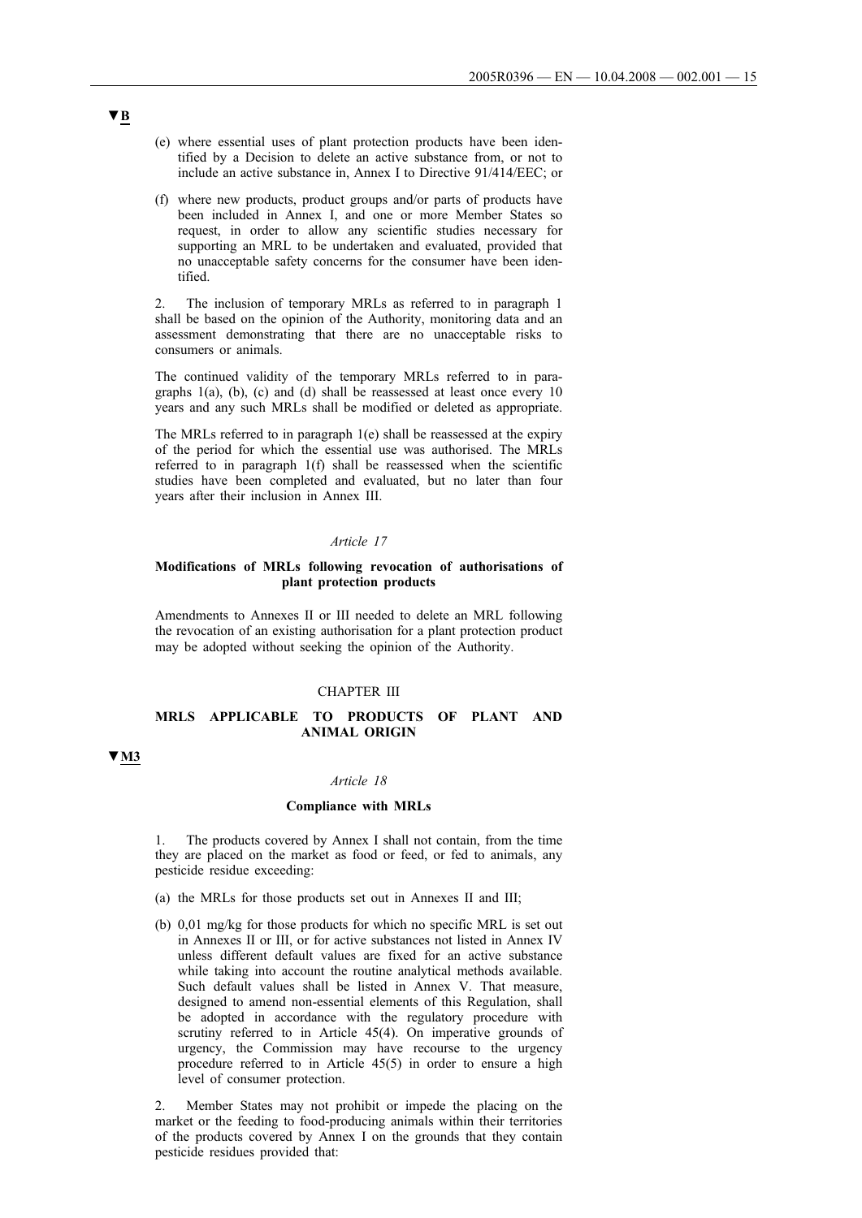▼B

(e) where essential uses of plant protection products have been identified by a Decision to delete an active substance from, or not to include an active substance in, Annex I to Directive 91/414/EEC; or

(f) where new products, product groups and/or parts of products have been included in Annex I, and one or more Member States so request, in order to allow any scientific studies necessary for supporting an MRL to be undertaken and evaluated, provided that no unacceptable safety concerns for the consumer have been identified.

2. The inclusion of temporary MRLs as referred to in paragraph 1 shall be based on the opinion of the Authority, monitoring data and an assessment demonstrating that there are no unacceptable risks to consumers or animals.

The continued validity of the temporary MRLs referred to in paragraphs 1(a), (b), (c) and (d) shall be reassessed at least once every 10 years and any such MRLs shall be modified or deleted as appropriate.

The MRLs referred to in paragraph 1(e) shall be reassessed at the expiry of the period for which the essential use was authorised. The MRLs referred to in paragraph 1(f) shall be reassessed when the scientific studies have been completed and evaluated, but no later than four years after their inclusion in Annex III.

*Article 17*

**Modifications of MRLs following revocation of authorisations of plant protection products**

Amendments to Annexes II or III needed to delete an MRL following the revocation of an existing authorisation for a plant protection product may be adopted without seeking the opinion of the Authority.

## CHAPTER III

## MRLS APPLICABLE TO PRODUCTS OF PLANT AND ANIMAL ORIGIN

▼M3

*Article 18*

**Compliance with MRLs**

1. The products covered by Annex I shall not contain, from the time they are placed on the market as food or feed, or fed to animals, any pesticide residue exceeding:

(a) the MRLs for those products set out in Annexes II and III;

(b) 0,01 mg/kg for those products for which no specific MRL is set out in Annexes II or III, or for active substances not listed in Annex IV unless different default values are fixed for an active substance while taking into account the routine analytical methods available. Such default values shall be listed in Annex V. That measure, designed to amend non-essential elements of this Regulation, shall be adopted in accordance with the regulatory procedure with scrutiny referred to in Article 45(4). On imperative grounds of urgency, the Commission may have recourse to the urgency procedure referred to in Article 45(5) in order to ensure a high level of consumer protection.

2. Member States may not prohibit or impede the placing on the market or the feeding to food-producing animals within their territories of the products covered by Annex I on the grounds that they contain pesticide residues provided that: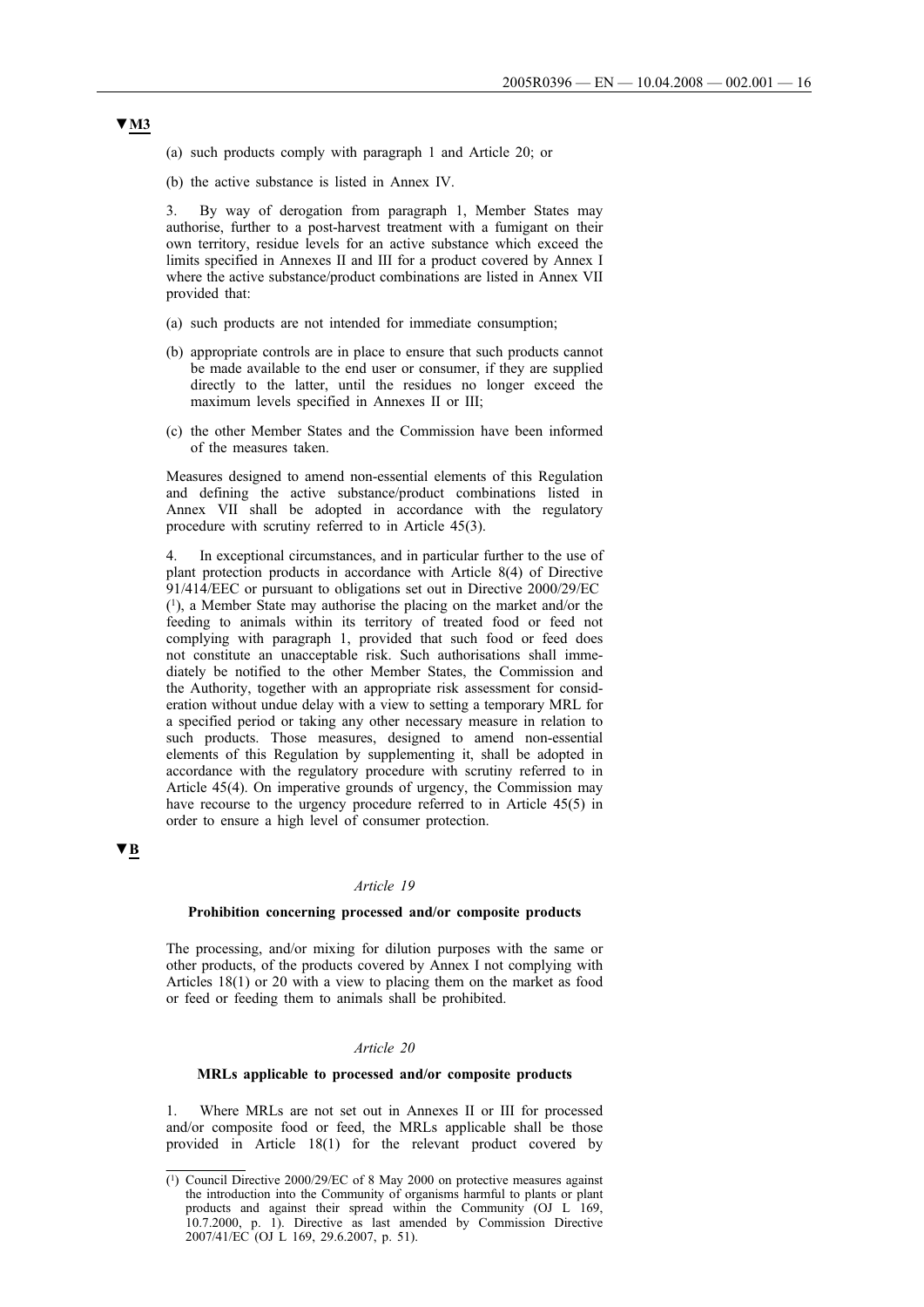▼M3

(a) such products comply with paragraph 1 and Article 20; or

(b) the active substance is listed in Annex IV.

3. By way of derogation from paragraph 1, Member States may authorise, further to a post-harvest treatment with a fumigant on their own territory, residue levels for an active substance which exceed the limits specified in Annexes II and III for a product covered by Annex I where the active substance/product combinations are listed in Annex VII provided that:

(a) such products are not intended for immediate consumption;

(b) appropriate controls are in place to ensure that such products cannot be made available to the end user or consumer, if they are supplied directly to the latter, until the residues no longer exceed the maximum levels specified in Annexes II or III;

(c) the other Member States and the Commission have been informed of the measures taken.

Measures designed to amend non-essential elements of this Regulation and defining the active substance/product combinations listed in Annex VII shall be adopted in accordance with the regulatory procedure with scrutiny referred to in Article 45(3).

4. In exceptional circumstances, and in particular further to the use of plant protection products in accordance with Article 8(4) of Directive 91/414/EEC or pursuant to obligations set out in Directive 2000/29/EC [1], a Member State may authorise the placing on the market and/or the feeding to animals within its territory of treated food or feed not complying with paragraph 1, provided that such food or feed does not constitute an unacceptable risk. Such authorisations shall immediately be notified to the other Member States, the Commission and the Authority, together with an appropriate risk assessment for consideration without undue delay with a view to setting a temporary MRL for a specified period or taking any other necessary measure in relation to such products. Those measures, designed to amend non-essential elements of this Regulation by supplementing it, shall be adopted in accordance with the regulatory procedure with scrutiny referred to in Article 45(4). On imperative grounds of urgency, the Commission may have recourse to the urgency procedure referred to in Article 45(5) in order to ensure a high level of consumer protection.

▼B

*Article 19*

**Prohibition concerning processed and/or composite products**

The processing, and/or mixing for dilution purposes with the same or other products, of the products covered by Annex I not complying with Articles 18(1) or 20 with a view to placing them on the market as food or feed or feeding them to animals shall be prohibited.

*Article 20*

**MRLs applicable to processed and/or composite products**

1. Where MRLs are not set out in Annexes II or III for processed and/or composite food or feed, the MRLs applicable shall be those provided in Article 18(1) for the relevant product covered by

---

[1] Council Directive 2000/29/EC of 8 May 2000 on protective measures against the introduction into the Community of organisms harmful to plants or plant products and against their spread within the Community (OJ L 169, 10.7.2000, p. 1). Directive as last amended by Commission Directive 2007/41/EC (OJ L 169, 29.6.2007, p. 51).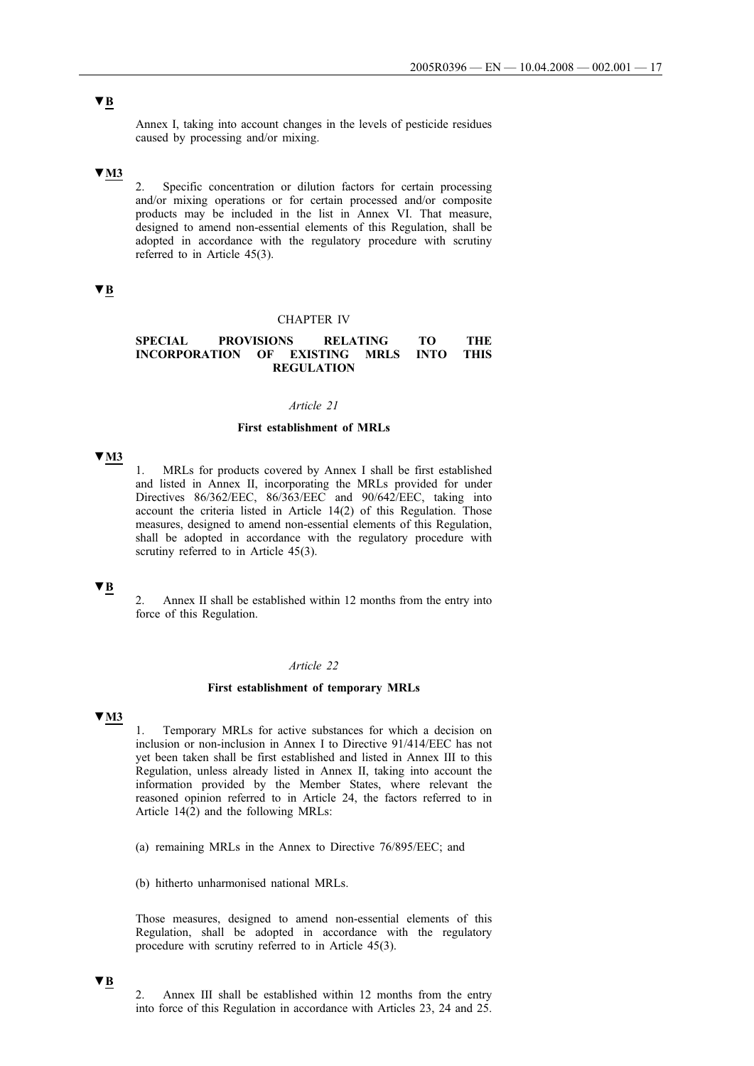▼B

Annex I, taking into account changes in the levels of pesticide residues caused by processing and/or mixing.

▼M3

2. Specific concentration or dilution factors for certain processing and/or mixing operations or for certain processed and/or composite products may be included in the list in Annex VI. That measure, designed to amend non-essential elements of this Regulation, shall be adopted in accordance with the regulatory procedure with scrutiny referred to in Article 45(3).

▼B

## CHAPTER IV

## SPECIAL PROVISIONS RELATING TO THE INCORPORATION OF EXISTING MRLS INTO THIS REGULATION

### *Article 21*

### First establishment of MRLs

▼M3

1. MRLs for products covered by Annex I shall be first established and listed in Annex II, incorporating the MRLs provided for under Directives 86/362/EEC, 86/363/EEC and 90/642/EEC, taking into account the criteria listed in Article 14(2) of this Regulation. Those measures, designed to amend non-essential elements of this Regulation, shall be adopted in accordance with the regulatory procedure with scrutiny referred to in Article 45(3).

▼B

2. Annex II shall be established within 12 months from the entry into force of this Regulation.

### *Article 22*

### First establishment of temporary MRLs

▼M3

1. Temporary MRLs for active substances for which a decision on inclusion or non-inclusion in Annex I to Directive 91/414/EEC has not yet been taken shall be first established and listed in Annex III to this Regulation, unless already listed in Annex II, taking into account the information provided by the Member States, where relevant the reasoned opinion referred to in Article 24, the factors referred to in Article 14(2) and the following MRLs:

(a) remaining MRLs in the Annex to Directive 76/895/EEC; and

(b) hitherto unharmonised national MRLs.

Those measures, designed to amend non-essential elements of this Regulation, shall be adopted in accordance with the regulatory procedure with scrutiny referred to in Article 45(3).

▼B

2. Annex III shall be established within 12 months from the entry into force of this Regulation in accordance with Articles 23, 24 and 25.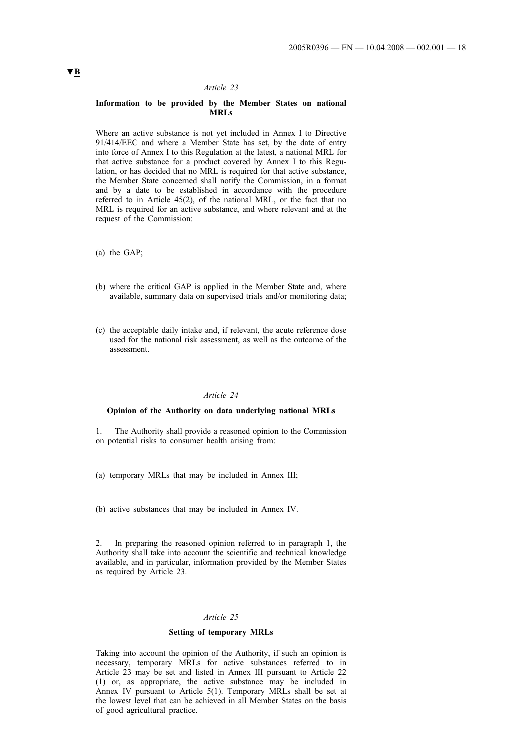▼B

*Article 23*

**Information to be provided by the Member States on national MRLs**

Where an active substance is not yet included in Annex I to Directive 91/414/EEC and where a Member State has set, by the date of entry into force of Annex I to this Regulation at the latest, a national MRL for that active substance for a product covered by Annex I to this Regulation, or has decided that no MRL is required for that active substance, the Member State concerned shall notify the Commission, in a format and by a date to be established in accordance with the procedure referred to in Article 45(2), of the national MRL, or the fact that no MRL is required for an active substance, and where relevant and at the request of the Commission:

(a) the GAP;

(b) where the critical GAP is applied in the Member State and, where available, summary data on supervised trials and/or monitoring data;

(c) the acceptable daily intake and, if relevant, the acute reference dose used for the national risk assessment, as well as the outcome of the assessment.

*Article 24*

**Opinion of the Authority on data underlying national MRLs**

1. The Authority shall provide a reasoned opinion to the Commission on potential risks to consumer health arising from:

(a) temporary MRLs that may be included in Annex III;

(b) active substances that may be included in Annex IV.

2. In preparing the reasoned opinion referred to in paragraph 1, the Authority shall take into account the scientific and technical knowledge available, and in particular, information provided by the Member States as required by Article 23.

*Article 25*

**Setting of temporary MRLs**

Taking into account the opinion of the Authority, if such an opinion is necessary, temporary MRLs for active substances referred to in Article 23 may be set and listed in Annex III pursuant to Article 22 (1) or, as appropriate, the active substance may be included in Annex IV pursuant to Article 5(1). Temporary MRLs shall be set at the lowest level that can be achieved in all Member States on the basis of good agricultural practice.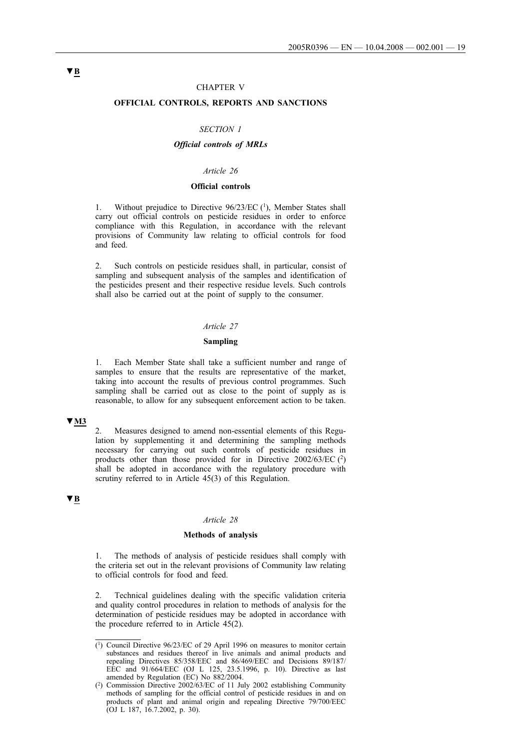▼B

CHAPTER V

## OFFICIAL CONTROLS, REPORTS AND SANCTIONS

*SECTION 1*

***Official controls of MRLs***

*Article 26*

**Official controls**

1. Without prejudice to Directive 96/23/EC [1], Member States shall carry out official controls on pesticide residues in order to enforce compliance with this Regulation, in accordance with the relevant provisions of Community law relating to official controls for food and feed.

2. Such controls on pesticide residues shall, in particular, consist of sampling and subsequent analysis of the samples and identification of the pesticides present and their respective residue levels. Such controls shall also be carried out at the point of supply to the consumer.

*Article 27*

**Sampling**

1. Each Member State shall take a sufficient number and range of samples to ensure that the results are representative of the market, taking into account the results of previous control programmes. Such sampling shall be carried out as close to the point of supply as is reasonable, to allow for any subsequent enforcement action to be taken.

▼M3

2. Measures designed to amend non-essential elements of this Regulation by supplementing it and determining the sampling methods necessary for carrying out such controls of pesticide residues in products other than those provided for in Directive 2002/63/EC [2] shall be adopted in accordance with the regulatory procedure with scrutiny referred to in Article 45(3) of this Regulation.

▼B

*Article 28*

**Methods of analysis**

1. The methods of analysis of pesticide residues shall comply with the criteria set out in the relevant provisions of Community law relating to official controls for food and feed.

2. Technical guidelines dealing with the specific validation criteria and quality control procedures in relation to methods of analysis for the determination of pesticide residues may be adopted in accordance with the procedure referred to in Article 45(2).

---

(1) Council Directive 96/23/EC of 29 April 1996 on measures to monitor certain substances and residues thereof in live animals and animal products and repealing Directives 85/358/EEC and 86/469/EEC and Decisions 89/187/EEC and 91/664/EEC (OJ L 125, 23.5.1996, p. 10). Directive as last amended by Regulation (EC) No 882/2004.

(2) Commission Directive 2002/63/EC of 11 July 2002 establishing Community methods of sampling for the official control of pesticide residues in and on products of plant and animal origin and repealing Directive 79/700/EEC (OJ L 187, 16.7.2002, p. 30).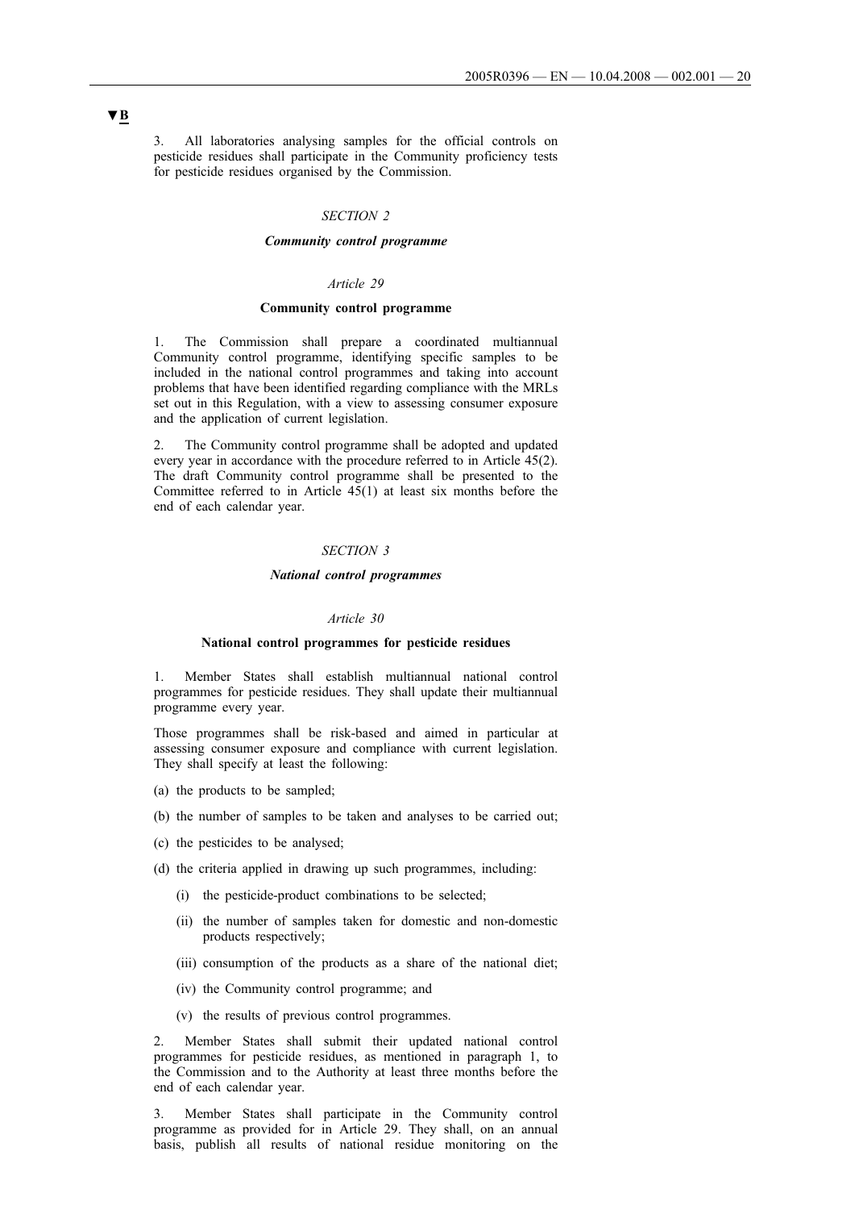▼B

3. All laboratories analysing samples for the official controls on pesticide residues shall participate in the Community proficiency tests for pesticide residues organised by the Commission.

*SECTION 2*

***Community control programme***

*Article 29*

**Community control programme**

1. The Commission shall prepare a coordinated multiannual Community control programme, identifying specific samples to be included in the national control programmes and taking into account problems that have been identified regarding compliance with the MRLs set out in this Regulation, with a view to assessing consumer exposure and the application of current legislation.

2. The Community control programme shall be adopted and updated every year in accordance with the procedure referred to in Article 45(2). The draft Community control programme shall be presented to the Committee referred to in Article 45(1) at least six months before the end of each calendar year.

*SECTION 3*

***National control programmes***

*Article 30*

**National control programmes for pesticide residues**

1. Member States shall establish multiannual national control programmes for pesticide residues. They shall update their multiannual programme every year.

Those programmes shall be risk-based and aimed in particular at assessing consumer exposure and compliance with current legislation. They shall specify at least the following:

(a) the products to be sampled;

(b) the number of samples to be taken and analyses to be carried out;

(c) the pesticides to be analysed;

(d) the criteria applied in drawing up such programmes, including:

   (i) the pesticide-product combinations to be selected;

   (ii) the number of samples taken for domestic and non-domestic products respectively;

   (iii) consumption of the products as a share of the national diet;

   (iv) the Community control programme; and

   (v) the results of previous control programmes.

2. Member States shall submit their updated national control programmes for pesticide residues, as mentioned in paragraph 1, to the Commission and to the Authority at least three months before the end of each calendar year.

3. Member States shall participate in the Community control programme as provided for in Article 29. They shall, on an annual basis, publish all results of national residue monitoring on the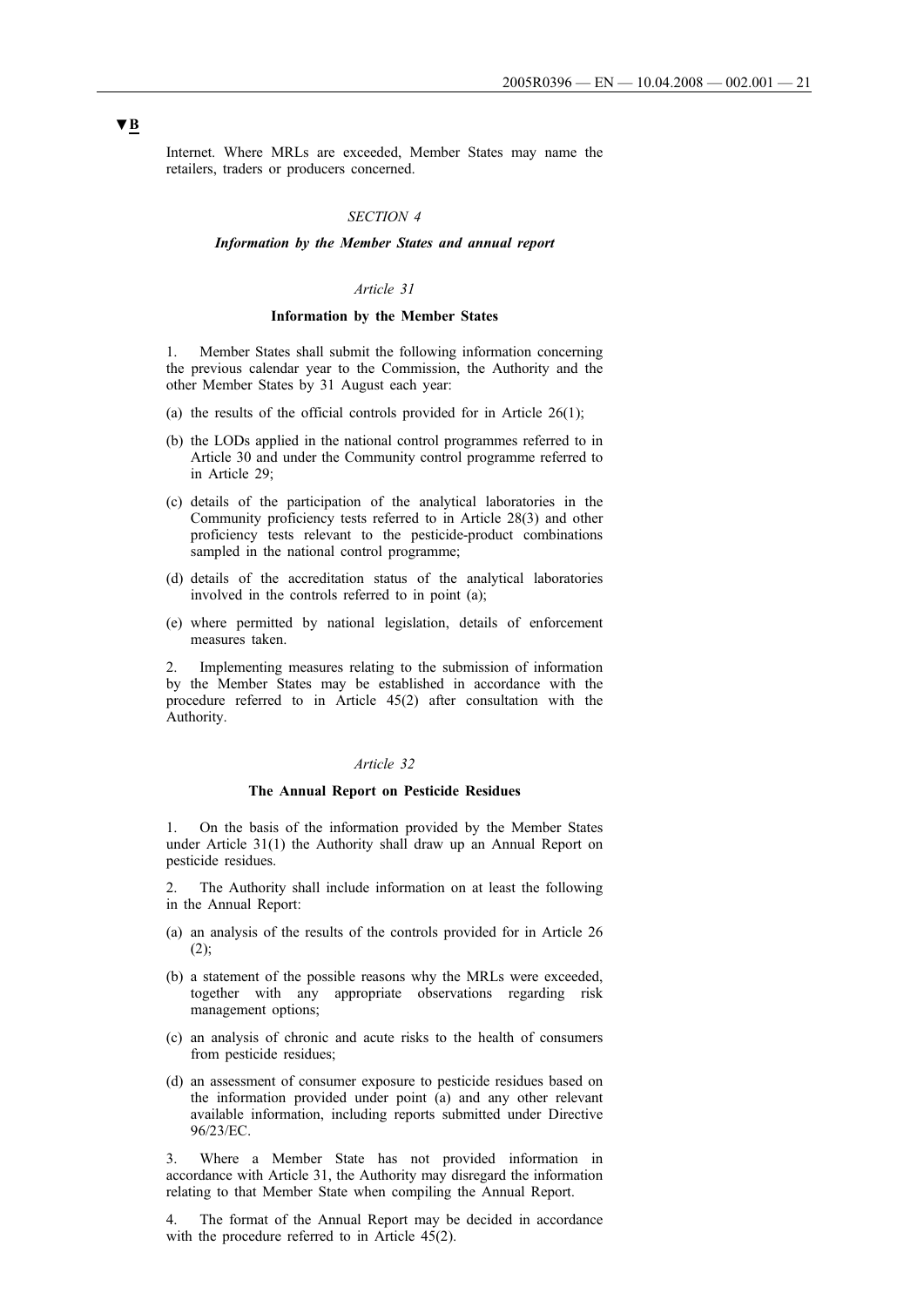▼B

Internet. Where MRLs are exceeded, Member States may name the retailers, traders or producers concerned.

### *SECTION 4*

### ***Information by the Member States and annual report***

#### *Article 31*

#### **Information by the Member States**

1. Member States shall submit the following information concerning the previous calendar year to the Commission, the Authority and the other Member States by 31 August each year:

(a) the results of the official controls provided for in Article 26(1);

(b) the LODs applied in the national control programmes referred to in Article 30 and under the Community control programme referred to in Article 29;

(c) details of the participation of the analytical laboratories in the Community proficiency tests referred to in Article 28(3) and other proficiency tests relevant to the pesticide-product combinations sampled in the national control programme;

(d) details of the accreditation status of the analytical laboratories involved in the controls referred to in point (a);

(e) where permitted by national legislation, details of enforcement measures taken.

2. Implementing measures relating to the submission of information by the Member States may be established in accordance with the procedure referred to in Article 45(2) after consultation with the Authority.

#### *Article 32*

#### **The Annual Report on Pesticide Residues**

1. On the basis of the information provided by the Member States under Article 31(1) the Authority shall draw up an Annual Report on pesticide residues.

2. The Authority shall include information on at least the following in the Annual Report:

(a) an analysis of the results of the controls provided for in Article 26 (2);

(b) a statement of the possible reasons why the MRLs were exceeded, together with any appropriate observations regarding risk management options;

(c) an analysis of chronic and acute risks to the health of consumers from pesticide residues;

(d) an assessment of consumer exposure to pesticide residues based on the information provided under point (a) and any other relevant available information, including reports submitted under Directive 96/23/EC.

3. Where a Member State has not provided information in accordance with Article 31, the Authority may disregard the information relating to that Member State when compiling the Annual Report.

4. The format of the Annual Report may be decided in accordance with the procedure referred to in Article 45(2).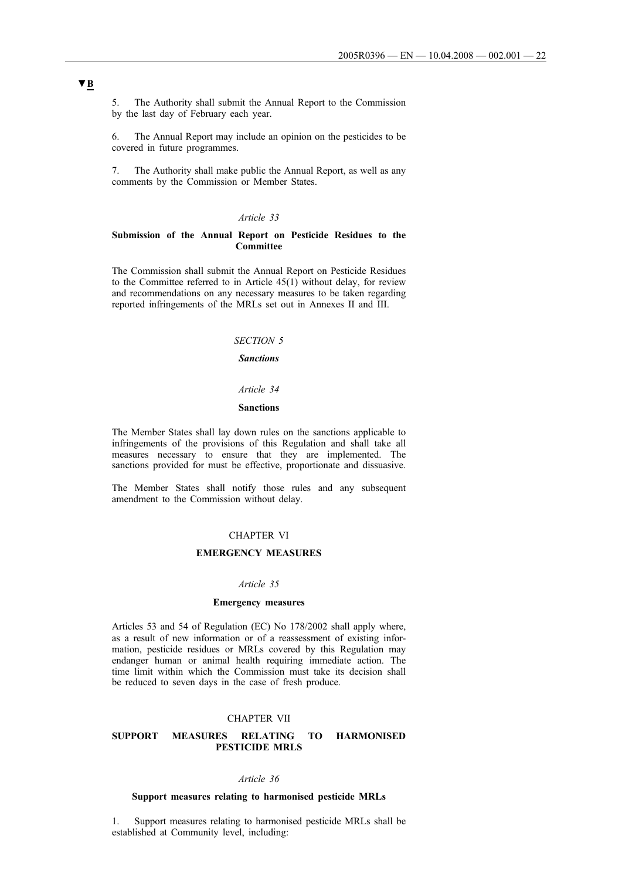▼B

5. The Authority shall submit the Annual Report to the Commission by the last day of February each year.

6. The Annual Report may include an opinion on the pesticides to be covered in future programmes.

7. The Authority shall make public the Annual Report, as well as any comments by the Commission or Member States.

*Article 33*

**Submission of the Annual Report on Pesticide Residues to the Committee**

The Commission shall submit the Annual Report on Pesticide Residues to the Committee referred to in Article 45(1) without delay, for review and recommendations on any necessary measures to be taken regarding reported infringements of the MRLs set out in Annexes II and III.

*SECTION 5*

***Sanctions***

*Article 34*

**Sanctions**

The Member States shall lay down rules on the sanctions applicable to infringements of the provisions of this Regulation and shall take all measures necessary to ensure that they are implemented. The sanctions provided for must be effective, proportionate and dissuasive.

The Member States shall notify those rules and any subsequent amendment to the Commission without delay.

## CHAPTER VI

## EMERGENCY MEASURES

*Article 35*

**Emergency measures**

Articles 53 and 54 of Regulation (EC) No 178/2002 shall apply where, as a result of new information or of a reassessment of existing information, pesticide residues or MRLs covered by this Regulation may endanger human or animal health requiring immediate action. The time limit within which the Commission must take its decision shall be reduced to seven days in the case of fresh produce.

## CHAPTER VII

## SUPPORT MEASURES RELATING TO HARMONISED PESTICIDE MRLS

*Article 36*

**Support measures relating to harmonised pesticide MRLs**

1. Support measures relating to harmonised pesticide MRLs shall be established at Community level, including: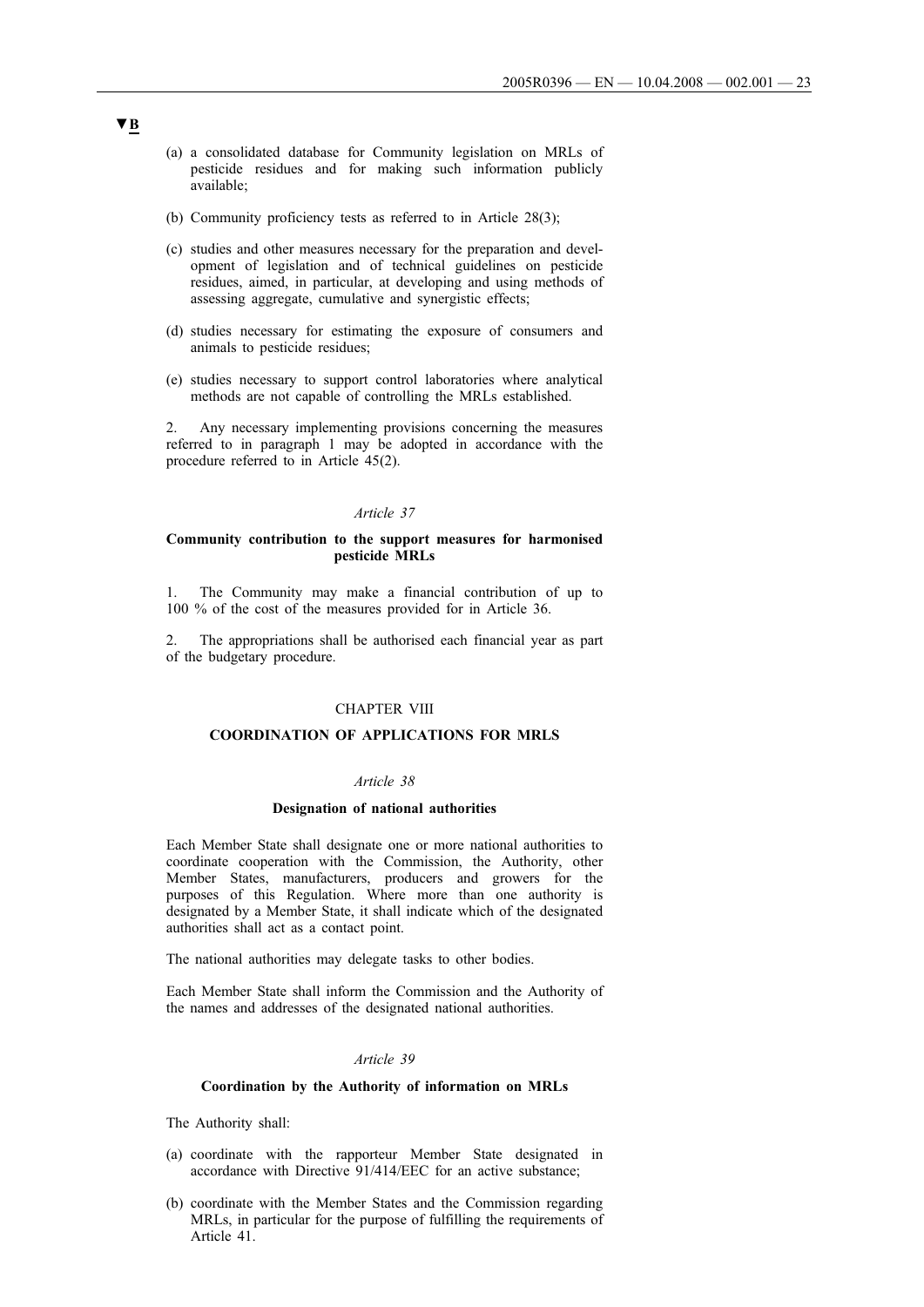▼B

(a) a consolidated database for Community legislation on MRLs of pesticide residues and for making such information publicly available;

(b) Community proficiency tests as referred to in Article 28(3);

(c) studies and other measures necessary for the preparation and development of legislation and of technical guidelines on pesticide residues, aimed, in particular, at developing and using methods of assessing aggregate, cumulative and synergistic effects;

(d) studies necessary for estimating the exposure of consumers and animals to pesticide residues;

(e) studies necessary to support control laboratories where analytical methods are not capable of controlling the MRLs established.

2. Any necessary implementing provisions concerning the measures referred to in paragraph 1 may be adopted in accordance with the procedure referred to in Article 45(2).

*Article 37*

**Community contribution to the support measures for harmonised pesticide MRLs**

1. The Community may make a financial contribution of up to 100 % of the cost of the measures provided for in Article 36.

2. The appropriations shall be authorised each financial year as part of the budgetary procedure.

CHAPTER VIII

**COORDINATION OF APPLICATIONS FOR MRLS**

*Article 38*

**Designation of national authorities**

Each Member State shall designate one or more national authorities to coordinate cooperation with the Commission, the Authority, other Member States, manufacturers, producers and growers for the purposes of this Regulation. Where more than one authority is designated by a Member State, it shall indicate which of the designated authorities shall act as a contact point.

The national authorities may delegate tasks to other bodies.

Each Member State shall inform the Commission and the Authority of the names and addresses of the designated national authorities.

*Article 39*

**Coordination by the Authority of information on MRLs**

The Authority shall:

(a) coordinate with the rapporteur Member State designated in accordance with Directive 91/414/EEC for an active substance;

(b) coordinate with the Member States and the Commission regarding MRLs, in particular for the purpose of fulfilling the requirements of Article 41.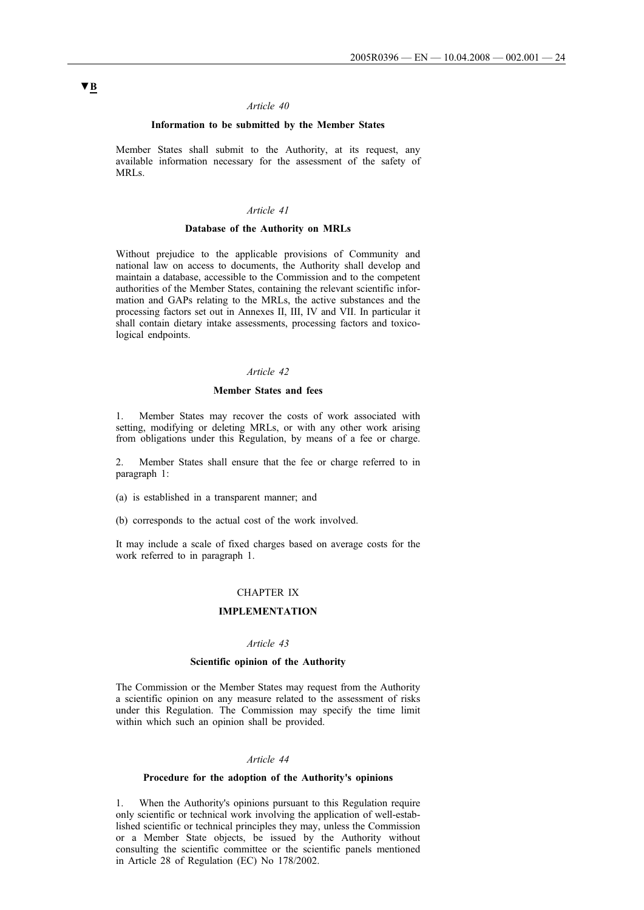▼B

*Article 40*

**Information to be submitted by the Member States**

Member States shall submit to the Authority, at its request, any available information necessary for the assessment of the safety of MRLs.

*Article 41*

**Database of the Authority on MRLs**

Without prejudice to the applicable provisions of Community and national law on access to documents, the Authority shall develop and maintain a database, accessible to the Commission and to the competent authorities of the Member States, containing the relevant scientific information and GAPs relating to the MRLs, the active substances and the processing factors set out in Annexes II, III, IV and VII. In particular it shall contain dietary intake assessments, processing factors and toxicological endpoints.

*Article 42*

**Member States and fees**

1. Member States may recover the costs of work associated with setting, modifying or deleting MRLs, or with any other work arising from obligations under this Regulation, by means of a fee or charge.

2. Member States shall ensure that the fee or charge referred to in paragraph 1:

(a) is established in a transparent manner; and

(b) corresponds to the actual cost of the work involved.

It may include a scale of fixed charges based on average costs for the work referred to in paragraph 1.

CHAPTER IX

**IMPLEMENTATION**

*Article 43*

**Scientific opinion of the Authority**

The Commission or the Member States may request from the Authority a scientific opinion on any measure related to the assessment of risks under this Regulation. The Commission may specify the time limit within which such an opinion shall be provided.

*Article 44*

**Procedure for the adoption of the Authority's opinions**

1. When the Authority's opinions pursuant to this Regulation require only scientific or technical work involving the application of well-established scientific or technical principles they may, unless the Commission or a Member State objects, be issued by the Authority without consulting the scientific committee or the scientific panels mentioned in Article 28 of Regulation (EC) No 178/2002.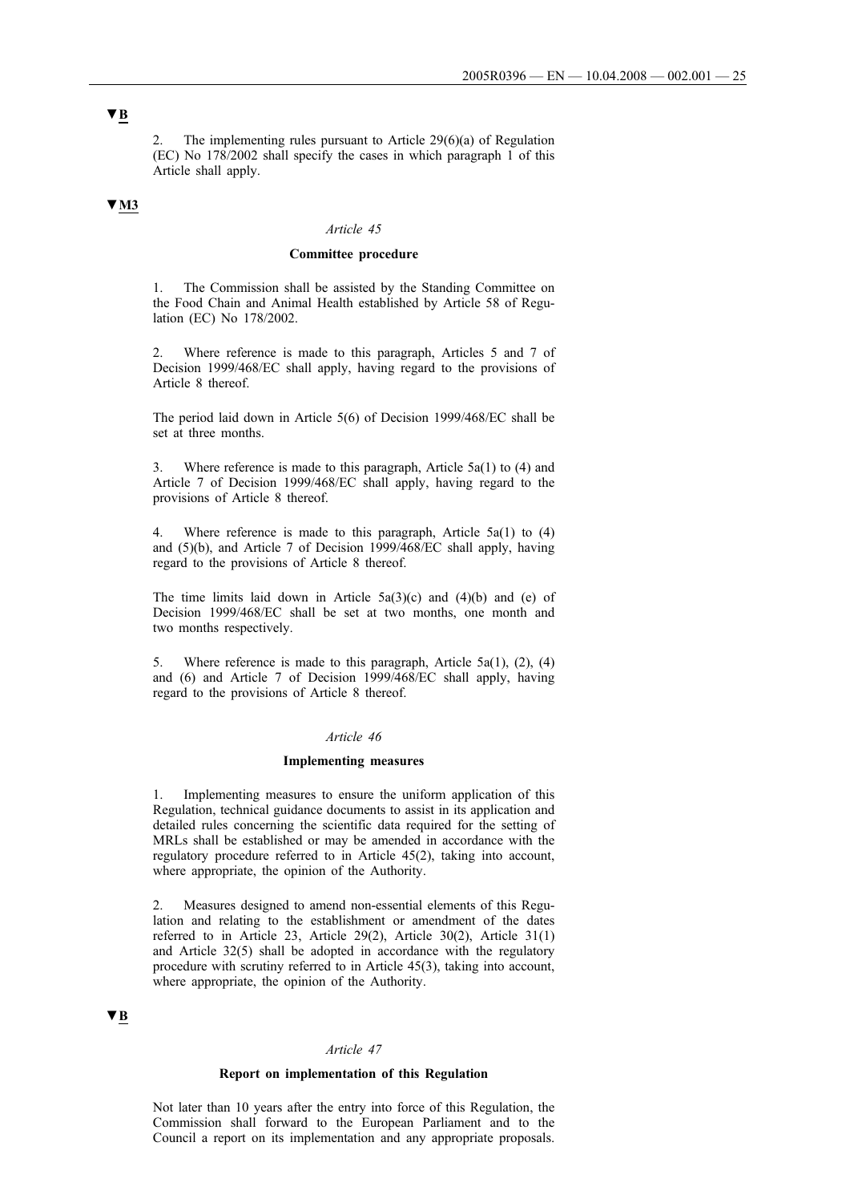▼B

2. The implementing rules pursuant to Article 29(6)(a) of Regulation (EC) No 178/2002 shall specify the cases in which paragraph 1 of this Article shall apply.

▼M3

*Article 45*

**Committee procedure**

1. The Commission shall be assisted by the Standing Committee on the Food Chain and Animal Health established by Article 58 of Regulation (EC) No 178/2002.

2. Where reference is made to this paragraph, Articles 5 and 7 of Decision 1999/468/EC shall apply, having regard to the provisions of Article 8 thereof.

The period laid down in Article 5(6) of Decision 1999/468/EC shall be set at three months.

3. Where reference is made to this paragraph, Article 5a(1) to (4) and Article 7 of Decision 1999/468/EC shall apply, having regard to the provisions of Article 8 thereof.

4. Where reference is made to this paragraph, Article 5a(1) to (4) and (5)(b), and Article 7 of Decision 1999/468/EC shall apply, having regard to the provisions of Article 8 thereof.

The time limits laid down in Article 5a(3)(c) and (4)(b) and (e) of Decision 1999/468/EC shall be set at two months, one month and two months respectively.

5. Where reference is made to this paragraph, Article 5a(1), (2), (4) and (6) and Article 7 of Decision 1999/468/EC shall apply, having regard to the provisions of Article 8 thereof.

*Article 46*

**Implementing measures**

1. Implementing measures to ensure the uniform application of this Regulation, technical guidance documents to assist in its application and detailed rules concerning the scientific data required for the setting of MRLs shall be established or may be amended in accordance with the regulatory procedure referred to in Article 45(2), taking into account, where appropriate, the opinion of the Authority.

2. Measures designed to amend non-essential elements of this Regulation and relating to the establishment or amendment of the dates referred to in Article 23, Article 29(2), Article 30(2), Article 31(1) and Article 32(5) shall be adopted in accordance with the regulatory procedure with scrutiny referred to in Article 45(3), taking into account, where appropriate, the opinion of the Authority.

▼B

*Article 47*

**Report on implementation of this Regulation**

Not later than 10 years after the entry into force of this Regulation, the Commission shall forward to the European Parliament and to the Council a report on its implementation and any appropriate proposals.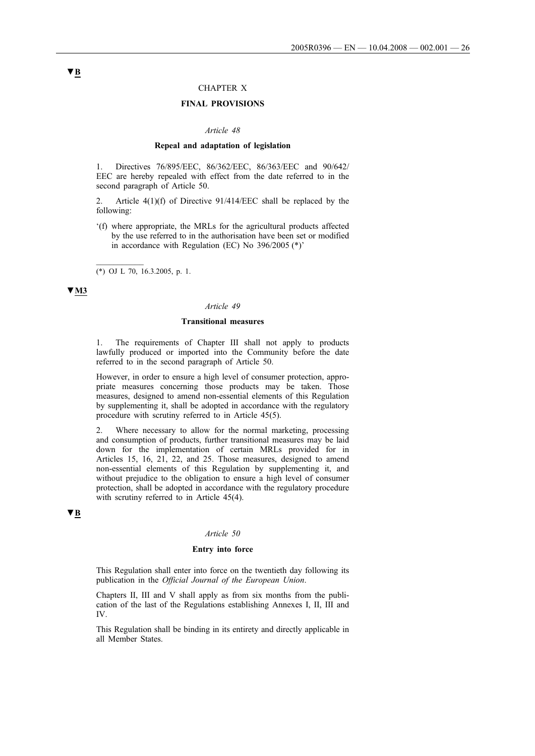▼B

## CHAPTER X

## FINAL PROVISIONS

*Article 48*

**Repeal and adaptation of legislation**

1. Directives 76/895/EEC, 86/362/EEC, 86/363/EEC and 90/642/EEC are hereby repealed with effect from the date referred to in the second paragraph of Article 50.

2. Article 4(1)(f) of Directive 91/414/EEC shall be replaced by the following:

'(f) where appropriate, the MRLs for the agricultural products affected by the use referred to in the authorisation have been set or modified in accordance with Regulation (EC) No 396/2005 (*)'

(*) OJ L 70, 16.3.2005, p. 1.

▼M3

*Article 49*

**Transitional measures**

1. The requirements of Chapter III shall not apply to products lawfully produced or imported into the Community before the date referred to in the second paragraph of Article 50.

However, in order to ensure a high level of consumer protection, appropriate measures concerning those products may be taken. Those measures, designed to amend non-essential elements of this Regulation by supplementing it, shall be adopted in accordance with the regulatory procedure with scrutiny referred to in Article 45(5).

2. Where necessary to allow for the normal marketing, processing and consumption of products, further transitional measures may be laid down for the implementation of certain MRLs provided for in Articles 15, 16, 21, 22, and 25. Those measures, designed to amend non-essential elements of this Regulation by supplementing it, and without prejudice to the obligation to ensure a high level of consumer protection, shall be adopted in accordance with the regulatory procedure with scrutiny referred to in Article 45(4).

▼B

*Article 50*

**Entry into force**

This Regulation shall enter into force on the twentieth day following its publication in the *Official Journal of the European Union*.

Chapters II, III and V shall apply as from six months from the publication of the last of the Regulations establishing Annexes I, II, III and IV.

This Regulation shall be binding in its entirety and directly applicable in all Member States.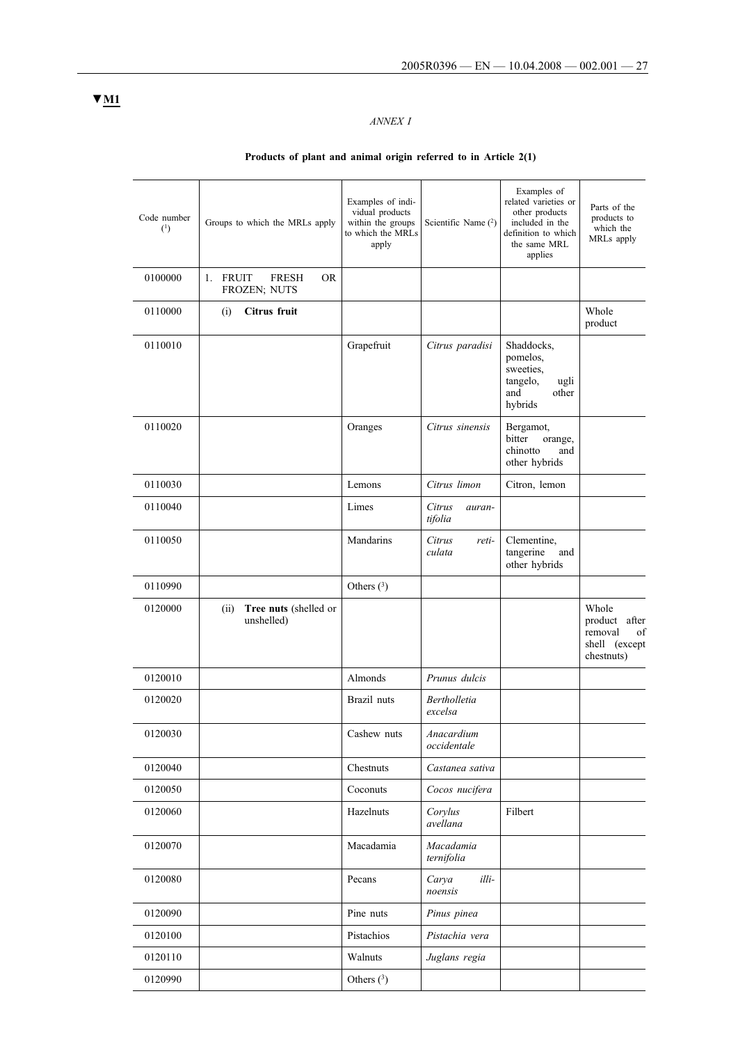**▼M1**

*ANNEX I*

**Products of plant and animal origin referred to in Article 2(1)**

| Code number ([1]) | Groups to which the MRLs apply | Examples of individual products within the groups to which the MRLs apply | Scientific Name ([2]) | Examples of related varieties or other products included in the definition to which the same MRL applies | Parts of the products to which the MRLs apply |
|---|---|---|---|---|---|
| 0100000 | 1. FRUIT FRESH OR FROZEN; NUTS | | | | |
| 0110000 | (i) **Citrus fruit** | | | | Whole product |
| 0110010 | | Grapefruit | *Citrus paradisi* | Shaddocks, pomelos, sweeties, tangelo, ugli and other hybrids | |
| 0110020 | | Oranges | *Citrus sinensis* | Bergamot, bitter orange, chinotto and other hybrids | |
| 0110030 | | Lemons | *Citrus limon* | Citron, lemon | |
| 0110040 | | Limes | *Citrus aurantifolia* | | |
| 0110050 | | Mandarins | *Citrus reticulata* | Clementine, tangerine and other hybrids | |
| 0110990 | | Others ([3]) | | | |
| 0120000 | (ii) **Tree nuts** (shelled or unshelled) | | | | Whole product after removal of shell (except chestnuts) |
| 0120010 | | Almonds | *Prunus dulcis* | | |
| 0120020 | | Brazil nuts | *Bertholletia excelsa* | | |
| 0120030 | | Cashew nuts | *Anacardium occidentale* | | |
| 0120040 | | Chestnuts | *Castanea sativa* | | |
| 0120050 | | Coconuts | *Cocos nucifera* | | |
| 0120060 | | Hazelnuts | *Corylus avellana* | Filbert | |
| 0120070 | | Macadamia | *Macadamia ternifolia* | | |
| 0120080 | | Pecans | *Carya illinoensis* | | |
| 0120090 | | Pine nuts | *Pinus pinea* | | |
| 0120100 | | Pistachios | *Pistachia vera* | | |
| 0120110 | | Walnuts | *Juglans regia* | | |
| 0120990 | | Others ([3]) | | | |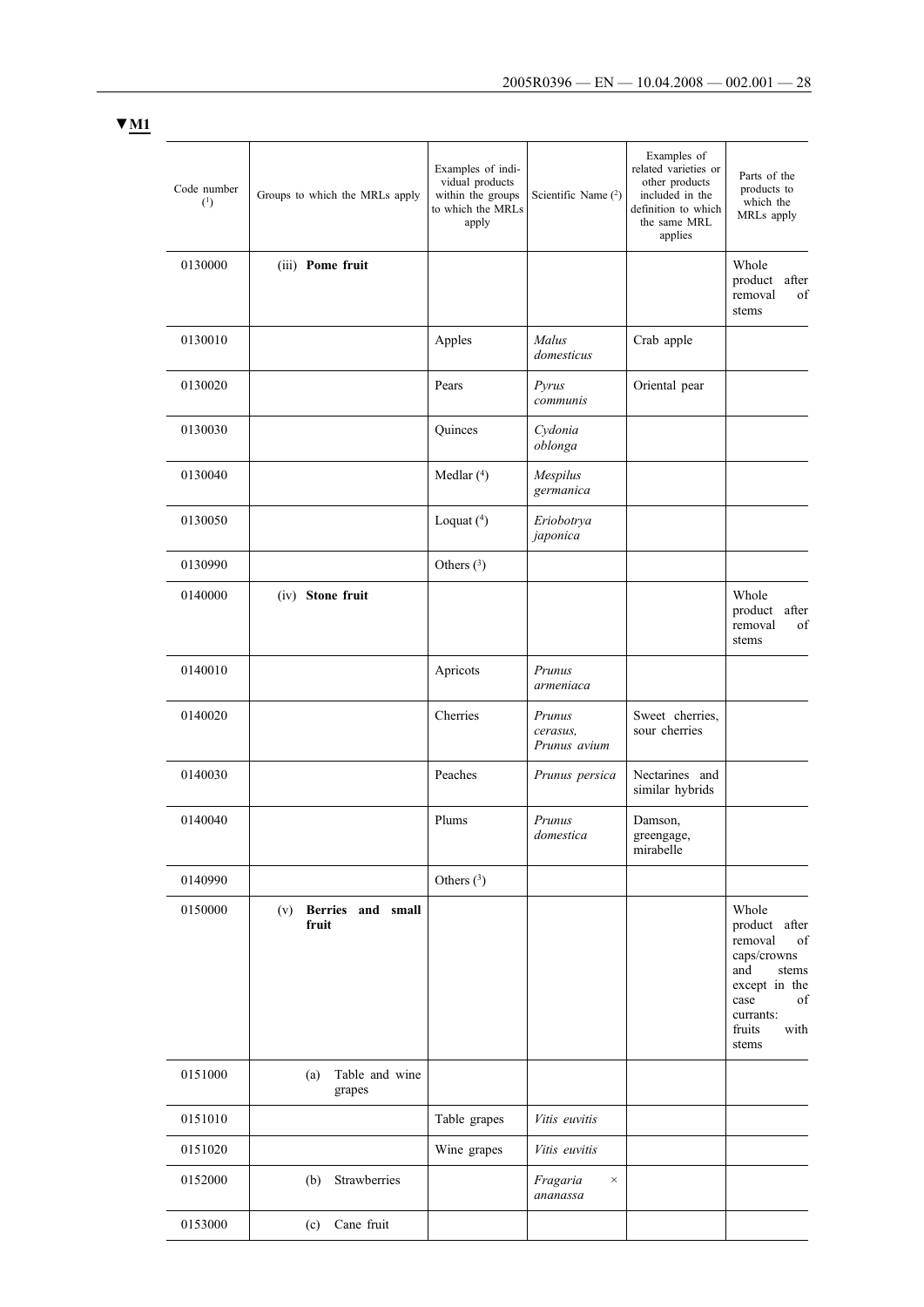▼M1

| Code number ([1]) | Groups to which the MRLs apply | Examples of individual products within the groups to which the MRLs apply | Scientific Name ([2]) | Examples of related varieties or other products included in the definition to which the same MRL applies | Parts of the products to which the MRLs apply |
|---|---|---|---|---|---|
| 0130000 | (iii) **Pome fruit** | | | | Whole product after removal of stems |
| 0130010 | | Apples | *Malus domesticus* | Crab apple | |
| 0130020 | | Pears | *Pyrus communis* | Oriental pear | |
| 0130030 | | Quinces | *Cydonia oblonga* | | |
| 0130040 | | Medlar ([4]) | *Mespilus germanica* | | |
| 0130050 | | Loquat ([4]) | *Eriobotrya japonica* | | |
| 0130990 | | Others ([3]) | | | |
| 0140000 | (iv) **Stone fruit** | | | | Whole product after removal of stems |
| 0140010 | | Apricots | *Prunus armeniaca* | | |
| 0140020 | | Cherries | *Prunus cerasus, Prunus avium* | Sweet cherries, sour cherries | |
| 0140030 | | Peaches | *Prunus persica* | Nectarines and similar hybrids | |
| 0140040 | | Plums | *Prunus domestica* | Damson, greengage, mirabelle | |
| 0140990 | | Others ([3]) | | | |
| 0150000 | (v) **Berries and small fruit** | | | | Whole product after removal of caps/crowns and stems except in the case of currants: fruits with stems |
| 0151000 | (a) Table and wine grapes | | | | |
| 0151010 | | Table grapes | *Vitis euvitis* | | |
| 0151020 | | Wine grapes | *Vitis euvitis* | | |
| 0152000 | (b) Strawberries | | *Fragaria × ananassa* | | |
| 0153000 | (c) Cane fruit | | | | |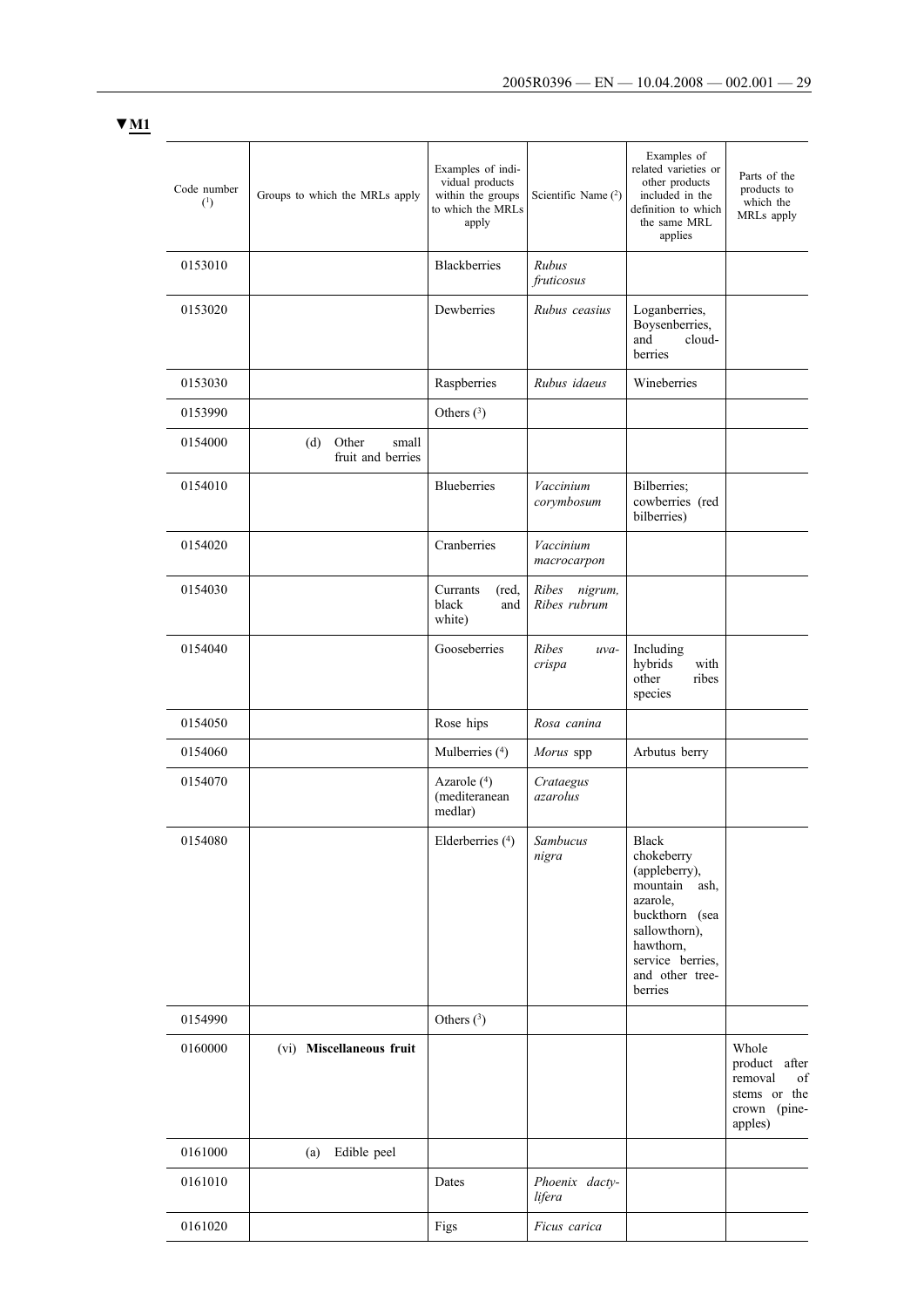▼M1

| Code number ([1]) | Groups to which the MRLs apply | Examples of individual products within the groups to which the MRLs apply | Scientific Name ([2]) | Examples of related varieties or other products included in the definition to which the same MRL applies | Parts of the products to which the MRLs apply |
|---|---|---|---|---|---|
| 0153010 | | Blackberries | *Rubus fruticosus* | | |
| 0153020 | | Dewberries | *Rubus ceasius* | Loganberries, Boysenberries, and cloud-berries | |
| 0153030 | | Raspberries | *Rubus idaeus* | Wineberries | |
| 0153990 | | Others ([3]) | | | |
| 0154000 | (d) Other small fruit and berries | | | | |
| 0154010 | | Blueberries | *Vaccinium corymbosum* | Bilberries; cowberries (red bilberries) | |
| 0154020 | | Cranberries | *Vaccinium macrocarpon* | | |
| 0154030 | | Currants (red, black and white) | *Ribes nigrum, Ribes rubrum* | | |
| 0154040 | | Gooseberries | *Ribes uva-crispa* | Including hybrids with other ribes species | |
| 0154050 | | Rose hips | *Rosa canina* | | |
| 0154060 | | Mulberries ([4]) | *Morus* spp | Arbutus berry | |
| 0154070 | | Azarole ([4]) (mediteranean medlar) | *Crataegus azarolus* | | |
| 0154080 | | Elderberries ([4]) | *Sambucus nigra* | Black chokeberry (appleberry), mountain ash, azarole, buckthorn (sea sallowthorn), hawthorn, service berries, and other tree-berries | |
| 0154990 | | Others ([3]) | | | |
| 0160000 | (vi) **Miscellaneous fruit** | | | | Whole product after removal of stems or the crown (pineapples) |
| 0161000 | (a) Edible peel | | | | |
| 0161010 | | Dates | *Phoenix dactylifera* | | |
| 0161020 | | Figs | *Ficus carica* | | |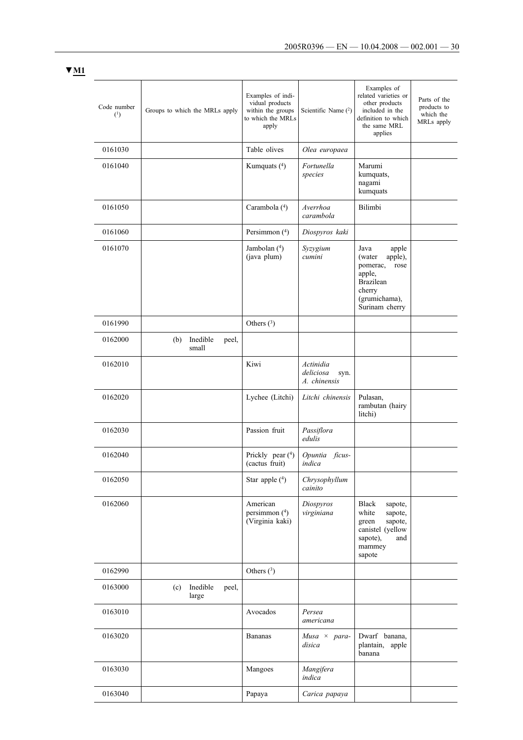▼M1

| Code number (1) | Groups to which the MRLs apply | Examples of individual products within the groups to which the MRLs apply | Scientific Name (2) | Examples of related varieties or other products included in the definition to which the same MRL applies | Parts of the products to which the MRLs apply |
|---|---|---|---|---|---|
| 0161030 | | Table olives | *Olea europaea* | | |
| 0161040 | | Kumquats (4) | *Fortunella species* | Marumi kumquats, nagami kumquats | |
| 0161050 | | Carambola (4) | *Averrhoa carambola* | Bilimbi | |
| 0161060 | | Persimmon (4) | *Diospyros kaki* | | |
| 0161070 | | Jambolan (4) (java plum) | *Syzygium cumini* | Java apple (water apple), pomerac, rose apple, Brazilean cherry (grumichama), Surinam cherry | |
| 0161990 | | Others (3) | | | |
| 0162000 | (b) Inedible peel, small | | | | |
| 0162010 | | Kiwi | *Actinidia deliciosa* syn. *A. chinensis* | | |
| 0162020 | | Lychee (Litchi) | *Litchi chinensis* | Pulasan, rambutan (hairy litchi) | |
| 0162030 | | Passion fruit | *Passiflora edulis* | | |
| 0162040 | | Prickly pear (4) (cactus fruit) | *Opuntia ficus-indica* | | |
| 0162050 | | Star apple (4) | *Chrysophyllum cainito* | | |
| 0162060 | | American persimmon (4) (Virginia kaki) | *Diospyros virginiana* | Black sapote, white sapote, green sapote, canistel (yellow sapote), and mammey sapote | |
| 0162990 | | Others (3) | | | |
| 0163000 | (c) Inedible peel, large | | | | |
| 0163010 | | Avocados | *Persea americana* | | |
| 0163020 | | Bananas | *Musa × paradisica* | Dwarf banana, plantain, apple banana | |
| 0163030 | | Mangoes | *Mangifera indica* | | |
| 0163040 | | Papaya | *Carica papaya* | | |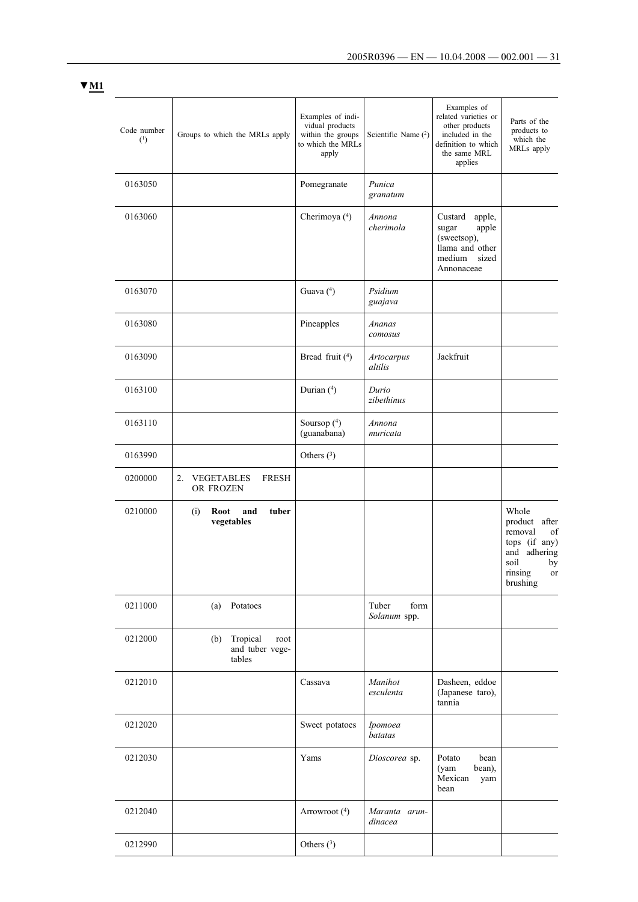▼M1

| Code number ([1]) | Groups to which the MRLs apply | Examples of individual products within the groups to which the MRLs apply | Scientific Name ([2]) | Examples of related varieties or other products included in the definition to which the same MRL applies | Parts of the products to which the MRLs apply |
|---|---|---|---|---|---|
| 0163050 | | Pomegranate | *Punica granatum* | | |
| 0163060 | | Cherimoya ([4]) | *Annona cherimola* | Custard apple, sugar apple (sweetsop), llama and other medium sized Annonaceae | |
| 0163070 | | Guava ([4]) | *Psidium guajava* | | |
| 0163080 | | Pineapples | *Ananas comosus* | | |
| 0163090 | | Bread fruit ([4]) | *Artocarpus altilis* | Jackfruit | |
| 0163100 | | Durian ([4]) | *Durio zibethinus* | | |
| 0163110 | | Soursop ([4]) (guanabana) | *Annona muricata* | | |
| 0163990 | | Others ([3]) | | | |
| 0200000 | 2. VEGETABLES FRESH OR FROZEN | | | | |
| 0210000 | (i) **Root and tuber vegetables** | | | | Whole product after removal of tops (if any) and adhering soil by rinsing or brushing |
| 0211000 | (a) Potatoes | | Tuber form *Solanum* spp. | | |
| 0212000 | (b) Tropical root and tuber vegetables | | | | |
| 0212010 | | Cassava | *Manihot esculenta* | Dasheen, eddoe (Japanese taro), tannia | |
| 0212020 | | Sweet potatoes | *Ipomoea batatas* | | |
| 0212030 | | Yams | *Dioscorea* sp. | Potato bean (yam bean), Mexican yam bean | |
| 0212040 | | Arrowroot ([4]) | *Maranta arundinacea* | | |
| 0212990 | | Others ([3]) | | | |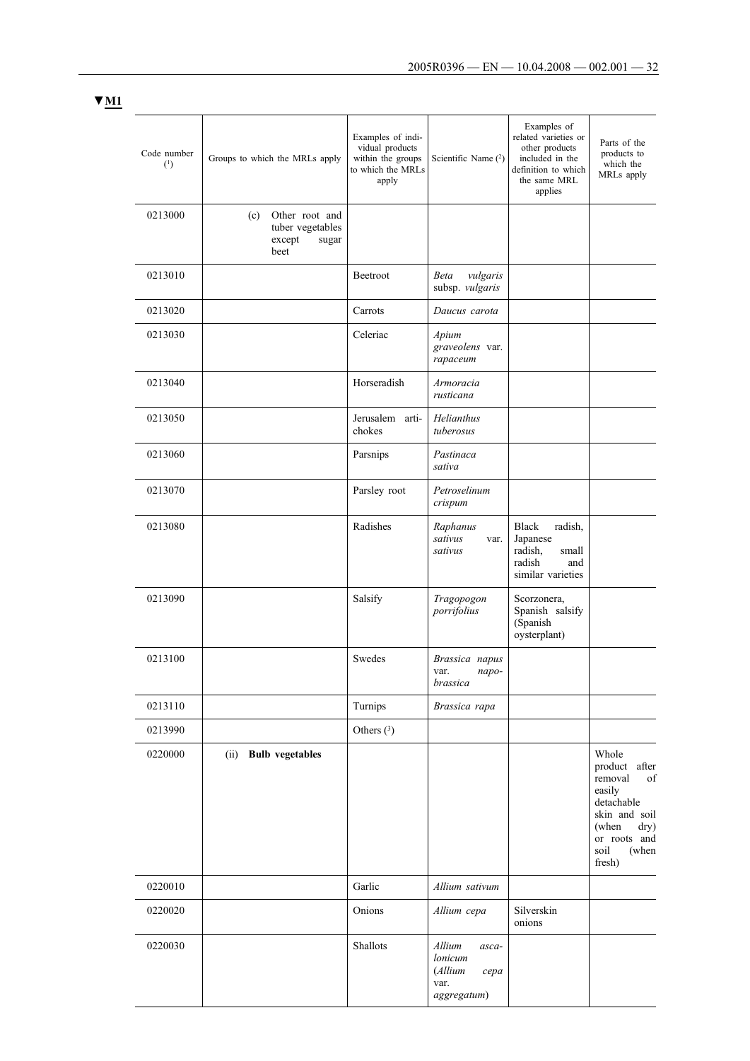▼M1

| Code number (1) | Groups to which the MRLs apply | Examples of individual products within the groups to which the MRLs apply | Scientific Name (2) | Examples of related varieties or other products included in the definition to which the same MRL applies | Parts of the products to which the MRLs apply |
|---|---|---|---|---|---|
| 0213000 | (c) Other root and tuber vegetables except sugar beet | | | | |
| 0213010 | | Beetroot | *Beta vulgaris* subsp. *vulgaris* | | |
| 0213020 | | Carrots | *Daucus carota* | | |
| 0213030 | | Celeriac | *Apium graveolens* var. *rapaceum* | | |
| 0213040 | | Horseradish | *Armoracia rusticana* | | |
| 0213050 | | Jerusalem artichokes | *Helianthus tuberosus* | | |
| 0213060 | | Parsnips | *Pastinaca sativa* | | |
| 0213070 | | Parsley root | *Petroselinum crispum* | | |
| 0213080 | | Radishes | *Raphanus sativus* var. *sativus* | Black radish, Japanese radish, small radish and similar varieties | |
| 0213090 | | Salsify | *Tragopogon porrifolius* | Scorzonera, Spanish salsify (Spanish oysterplant) | |
| 0213100 | | Swedes | *Brassica napus* var. *napobrassica* | | |
| 0213110 | | Turnips | *Brassica rapa* | | |
| 0213990 | | Others (3) | | | |
| 0220000 | (ii) **Bulb vegetables** | | | | Whole product after removal of easily detachable skin and soil (when dry) or roots and soil (when fresh) |
| 0220010 | | Garlic | *Allium sativum* | | |
| 0220020 | | Onions | *Allium cepa* | Silverskin onions | |
| 0220030 | | Shallots | *Allium ascalonicum* (*Allium cepa* var. *aggregatum*) | | |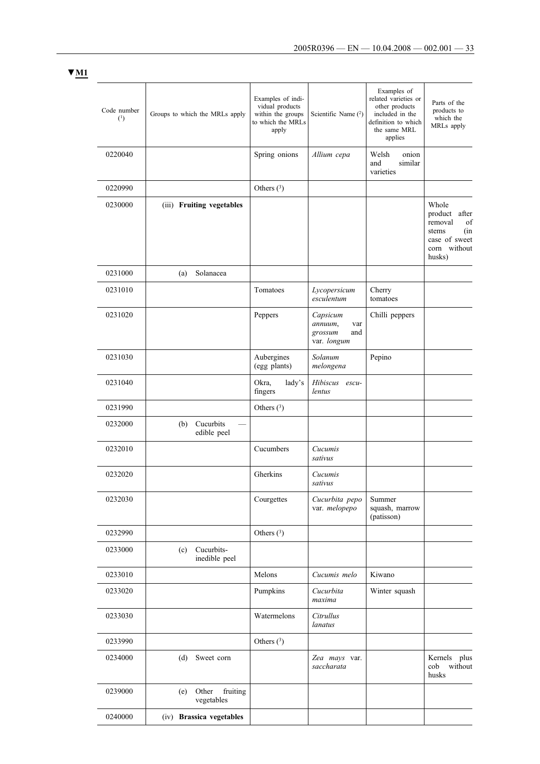▼M1

| Code number (1) | Groups to which the MRLs apply | Examples of individual products within the groups to which the MRLs apply | Scientific Name (2) | Examples of related varieties or other products included in the definition to which the same MRL applies | Parts of the products to which the MRLs apply |
|---|---|---|---|---|---|
| 0220040 | | Spring onions | *Allium cepa* | Welsh onion and similar varieties | |
| 0220990 | | Others (3) | | | |
| 0230000 | (iii) **Fruiting vegetables** | | | | Whole product after removal of stems (in case of sweet corn without husks) |
| 0231000 | (a) Solanacea | | | | |
| 0231010 | | Tomatoes | *Lycopersicum esculentum* | Cherry tomatoes | |
| 0231020 | | Peppers | *Capsicum annuum*, var *grossum* and var. *longum* | Chilli peppers | |
| 0231030 | | Aubergines (egg plants) | *Solanum melongena* | Pepino | |
| 0231040 | | Okra, lady's fingers | *Hibiscus esculentus* | | |
| 0231990 | | Others (3) | | | |
| 0232000 | (b) Cucurbits — edible peel | | | | |
| 0232010 | | Cucumbers | *Cucumis sativus* | | |
| 0232020 | | Gherkins | *Cucumis sativus* | | |
| 0232030 | | Courgettes | *Cucurbita pepo* var. *melopepo* | Summer squash, marrow (patisson) | |
| 0232990 | | Others (3) | | | |
| 0233000 | (c) Cucurbits-inedible peel | | | | |
| 0233010 | | Melons | *Cucumis melo* | Kiwano | |
| 0233020 | | Pumpkins | *Cucurbita maxima* | Winter squash | |
| 0233030 | | Watermelons | *Citrullus lanatus* | | |
| 0233990 | | Others (3) | | | |
| 0234000 | (d) Sweet corn | | *Zea mays* var. *saccharata* | | Kernels plus cob without husks |
| 0239000 | (e) Other fruiting vegetables | | | | |
| 0240000 | (iv) **Brassica vegetables** | | | | |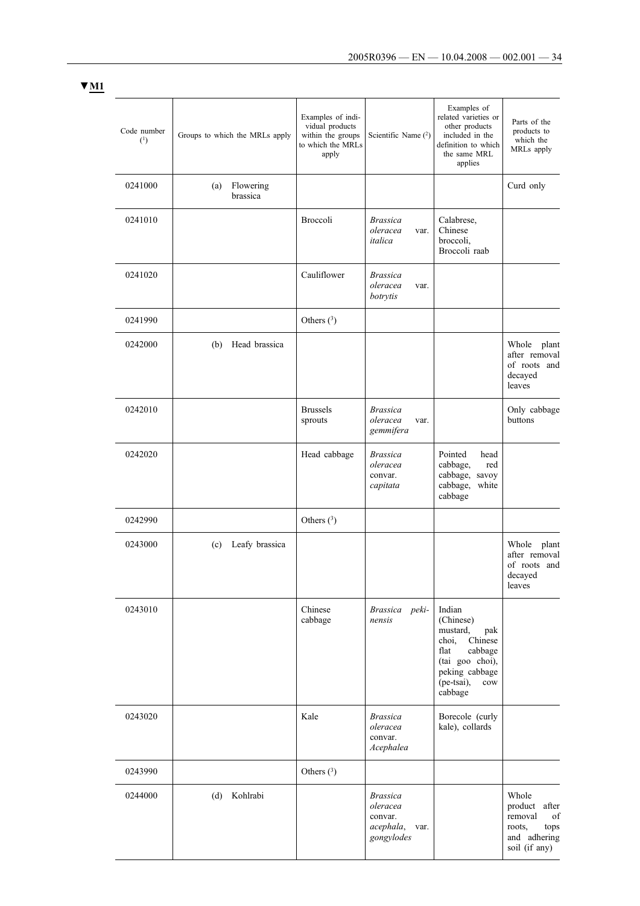▼M1

| Code number (1) | Groups to which the MRLs apply | Examples of individual products within the groups to which the MRLs apply | Scientific Name (2) | Examples of related varieties or other products included in the definition to which the same MRL applies | Parts of the products to which the MRLs apply |
|---|---|---|---|---|---|
| 0241000 | (a) Flowering brassica | | | | Curd only |
| 0241010 | | Broccoli | *Brassica oleracea* var. *italica* | Calabrese, Chinese broccoli, Broccoli raab | |
| 0241020 | | Cauliflower | *Brassica oleracea* var. *botrytis* | | |
| 0241990 | | Others (3) | | | |
| 0242000 | (b) Head brassica | | | | Whole plant after removal of roots and decayed leaves |
| 0242010 | | Brussels sprouts | *Brassica oleracea* var. *gemmifera* | | Only cabbage buttons |
| 0242020 | | Head cabbage | *Brassica oleracea* convar. *capitata* | Pointed head cabbage, red cabbage, savoy cabbage, white cabbage | |
| 0242990 | | Others (3) | | | |
| 0243000 | (c) Leafy brassica | | | | Whole plant after removal of roots and decayed leaves |
| 0243010 | | Chinese cabbage | *Brassica pekinensis* | Indian (Chinese) mustard, pak choi, Chinese flat cabbage (tai goo choi), peking cabbage (pe-tsai), cow cabbage | |
| 0243020 | | Kale | *Brassica oleracea* convar. *Acephalea* | Borecole (curly kale), collards | |
| 0243990 | | Others (3) | | | |
| 0244000 | (d) Kohlrabi | | *Brassica oleracea* convar. *acephala*, var. *gongylodes* | | Whole product after removal of roots, tops and adhering soil (if any) |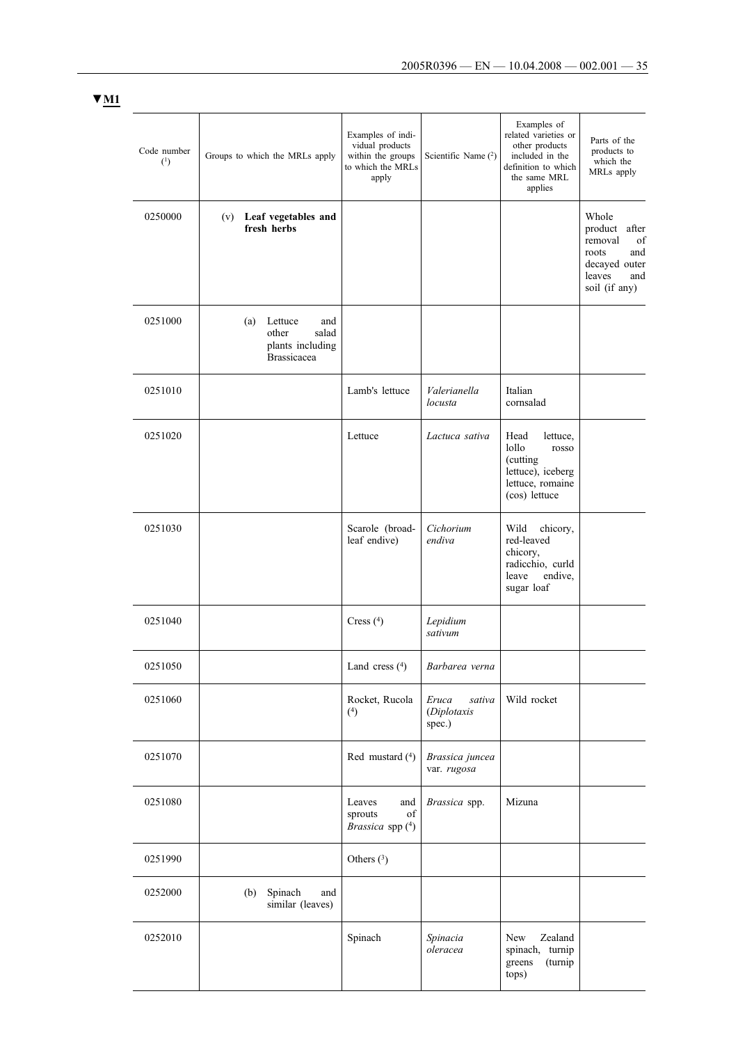▼M1

| Code number (1) | Groups to which the MRLs apply | Examples of individual products within the groups to which the MRLs apply | Scientific Name (2) | Examples of related varieties or other products included in the definition to which the same MRL applies | Parts of the products to which the MRLs apply |
|---|---|---|---|---|---|
| 0250000 | (v) **Leaf vegetables and fresh herbs** | | | | Whole product after removal of roots and decayed outer leaves and soil (if any) |
| 0251000 | (a) Lettuce and other salad plants including Brassicacea | | | | |
| 0251010 | | Lamb's lettuce | *Valerianella locusta* | Italian cornsalad | |
| 0251020 | | Lettuce | *Lactuca sativa* | Head lettuce, lollo rosso (cutting lettuce), iceberg lettuce, romaine (cos) lettuce | |
| 0251030 | | Scarole (broad-leaf endive) | *Cichorium endiva* | Wild chicory, red-leaved chicory, radicchio, curld leave endive, sugar loaf | |
| 0251040 | | Cress (4) | *Lepidium sativum* | | |
| 0251050 | | Land cress (4) | *Barbarea verna* | | |
| 0251060 | | Rocket, Rucola (4) | *Eruca sativa* (*Diplotaxis* spec.) | Wild rocket | |
| 0251070 | | Red mustard (4) | *Brassica juncea* var. *rugosa* | | |
| 0251080 | | Leaves and sprouts of *Brassica* spp (4) | *Brassica* spp. | Mizuna | |
| 0251990 | | Others (3) | | | |
| 0252000 | (b) Spinach and similar (leaves) | | | | |
| 0252010 | | Spinach | *Spinacia oleracea* | New Zealand spinach, turnip greens (turnip tops) | |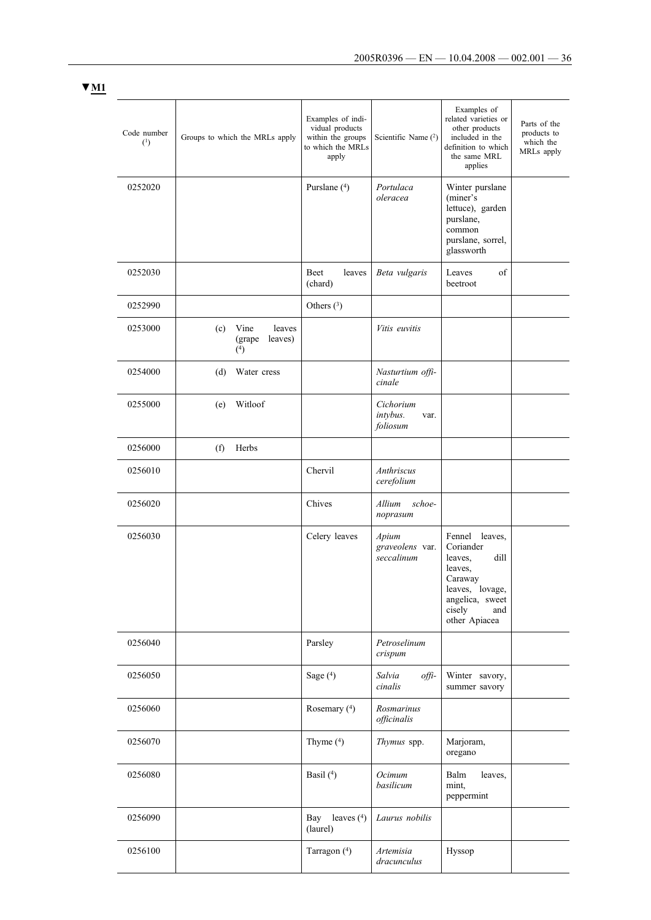▼M1

| Code number (1) | Groups to which the MRLs apply | Examples of individual products within the groups to which the MRLs apply | Scientific Name (2) | Examples of related varieties or other products included in the definition to which the same MRL applies | Parts of the products to which the MRLs apply |
|---|---|---|---|---|---|
| 0252020 | | Purslane (4) | *Portulaca oleracea* | Winter purslane (miner's lettuce), garden purslane, common purslane, sorrel, glassworth | |
| 0252030 | | Beet leaves (chard) | *Beta vulgaris* | Leaves of beetroot | |
| 0252990 | | Others (3) | | | |
| 0253000 | (c) Vine leaves (grape leaves) (4) | | *Vitis euvitis* | | |
| 0254000 | (d) Water cress | | *Nasturtium officinale* | | |
| 0255000 | (e) Witloof | | *Cichorium intybus.* var. *foliosum* | | |
| 0256000 | (f) Herbs | | | | |
| 0256010 | | Chervil | *Anthriscus cerefolium* | | |
| 0256020 | | Chives | *Allium schoenoprasum* | | |
| 0256030 | | Celery leaves | *Apium graveolens* var. *seccalinum* | Fennel leaves, Coriander leaves, dill leaves, Caraway leaves, lovage, angelica, sweet cisely and other Apiacea | |
| 0256040 | | Parsley | *Petroselinum crispum* | | |
| 0256050 | | Sage (4) | *Salvia officinalis* | Winter savory, summer savory | |
| 0256060 | | Rosemary (4) | *Rosmarinus officinalis* | | |
| 0256070 | | Thyme (4) | *Thymus* spp. | Marjoram, oregano | |
| 0256080 | | Basil (4) | *Ocimum basilicum* | Balm leaves, mint, peppermint | |
| 0256090 | | Bay leaves (4) (laurel) | *Laurus nobilis* | | |
| 0256100 | | Tarragon (4) | *Artemisia dracunculus* | Hyssop | |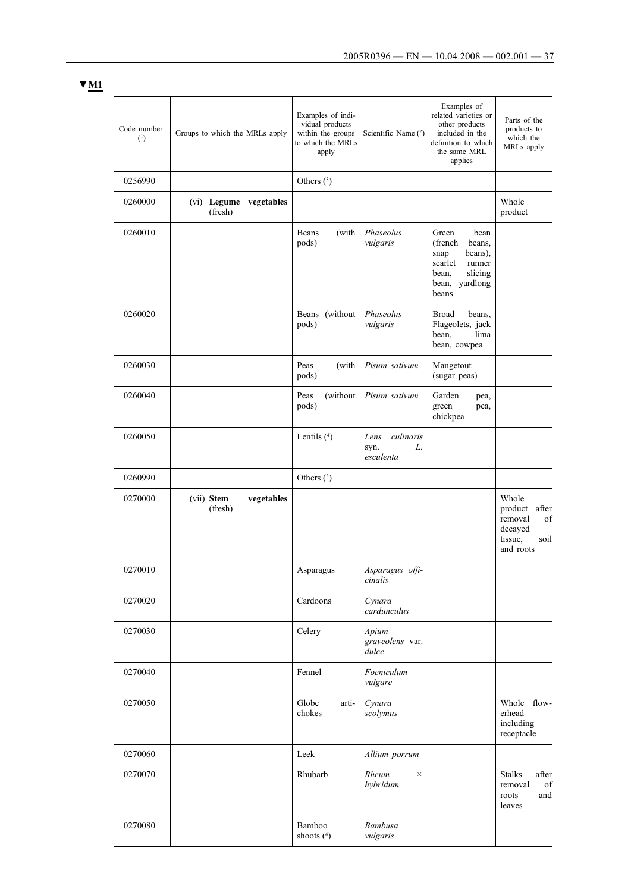▼M1

| Code number (1) | Groups to which the MRLs apply | Examples of individual products within the groups to which the MRLs apply | Scientific Name (2) | Examples of related varieties or other products included in the definition to which the same MRL applies | Parts of the products to which the MRLs apply |
|---|---|---|---|---|---|
| 0256990 | | Others (3) | | | |
| 0260000 | (vi) **Legume vegetables** (fresh) | | | | Whole product |
| 0260010 | | Beans (with pods) | *Phaseolus vulgaris* | Green bean (french beans, snap beans), scarlet runner bean, slicing bean, yardlong beans | |
| 0260020 | | Beans (without pods) | *Phaseolus vulgaris* | Broad beans, Flageolets, jack bean, lima bean, cowpea | |
| 0260030 | | Peas (with pods) | *Pisum sativum* | Mangetout (sugar peas) | |
| 0260040 | | Peas (without pods) | *Pisum sativum* | Garden pea, green pea, chickpea | |
| 0260050 | | Lentils (4) | *Lens culinaris* syn. *L. esculenta* | | |
| 0260990 | | Others (3) | | | |
| 0270000 | (vii) **Stem vegetables** (fresh) | | | | Whole product after removal of decayed tissue, soil and roots |
| 0270010 | | Asparagus | *Asparagus officinalis* | | |
| 0270020 | | Cardoons | *Cynara cardunculus* | | |
| 0270030 | | Celery | *Apium graveolens* var. *dulce* | | |
| 0270040 | | Fennel | *Foeniculum vulgare* | | |
| 0270050 | | Globe artichokes | *Cynara scolymus* | | Whole flowerhead including receptacle |
| 0270060 | | Leek | *Allium porrum* | | |
| 0270070 | | Rhubarb | *Rheum × hybridum* | | Stalks after removal of roots and leaves |
| 0270080 | | Bamboo shoots (4) | *Bambusa vulgaris* | | |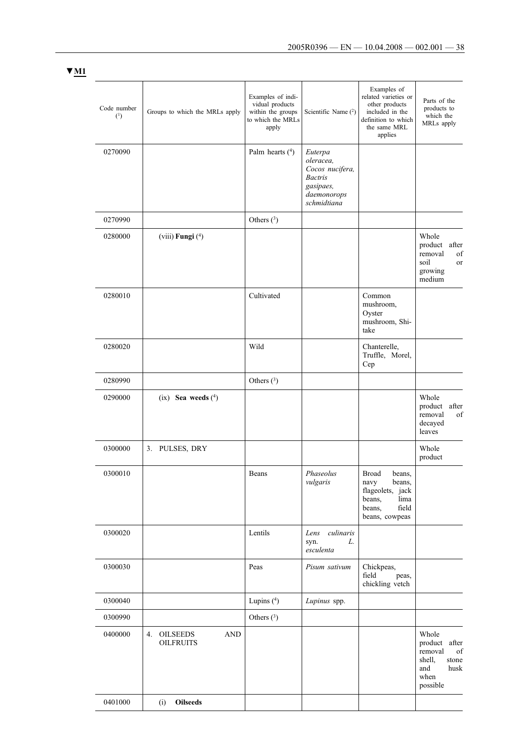▼M1

| Code number (1) | Groups to which the MRLs apply | Examples of individual products within the groups to which the MRLs apply | Scientific Name (2) | Examples of related varieties or other products included in the definition to which the same MRL applies | Parts of the products to which the MRLs apply |
|---|---|---|---|---|---|
| 0270090 | | Palm hearts (4) | *Euterpa oleracea, Cocos nucifera, Bactris gasipaes, daemonorops schmidtiana* | | |
| 0270990 | | Others (3) | | | |
| 0280000 | (viii) **Fungi** (4) | | | | Whole product after removal of soil or growing medium |
| 0280010 | | Cultivated | | Common mushroom, Oyster mushroom, Shi-take | |
| 0280020 | | Wild | | Chanterelle, Truffle, Morel, Cep | |
| 0280990 | | Others (3) | | | |
| 0290000 | (ix) **Sea weeds** (4) | | | | Whole product after removal of decayed leaves |
| 0300000 | 3. PULSES, DRY | | | | Whole product |
| 0300010 | | Beans | *Phaseolus vulgaris* | Broad beans, navy beans, flageolets, jack beans, lima beans, field beans, cowpeas | |
| 0300020 | | Lentils | *Lens culinaris* syn. *L. esculenta* | | |
| 0300030 | | Peas | *Pisum sativum* | Chickpeas, field peas, chickling vetch | |
| 0300040 | | Lupins (4) | *Lupinus* spp. | | |
| 0300990 | | Others (3) | | | |
| 0400000 | 4. OILSEEDS AND OILFRUITS | | | | Whole product after removal of shell, stone and husk when possible |
| 0401000 | (i) **Oilseeds** | | | | |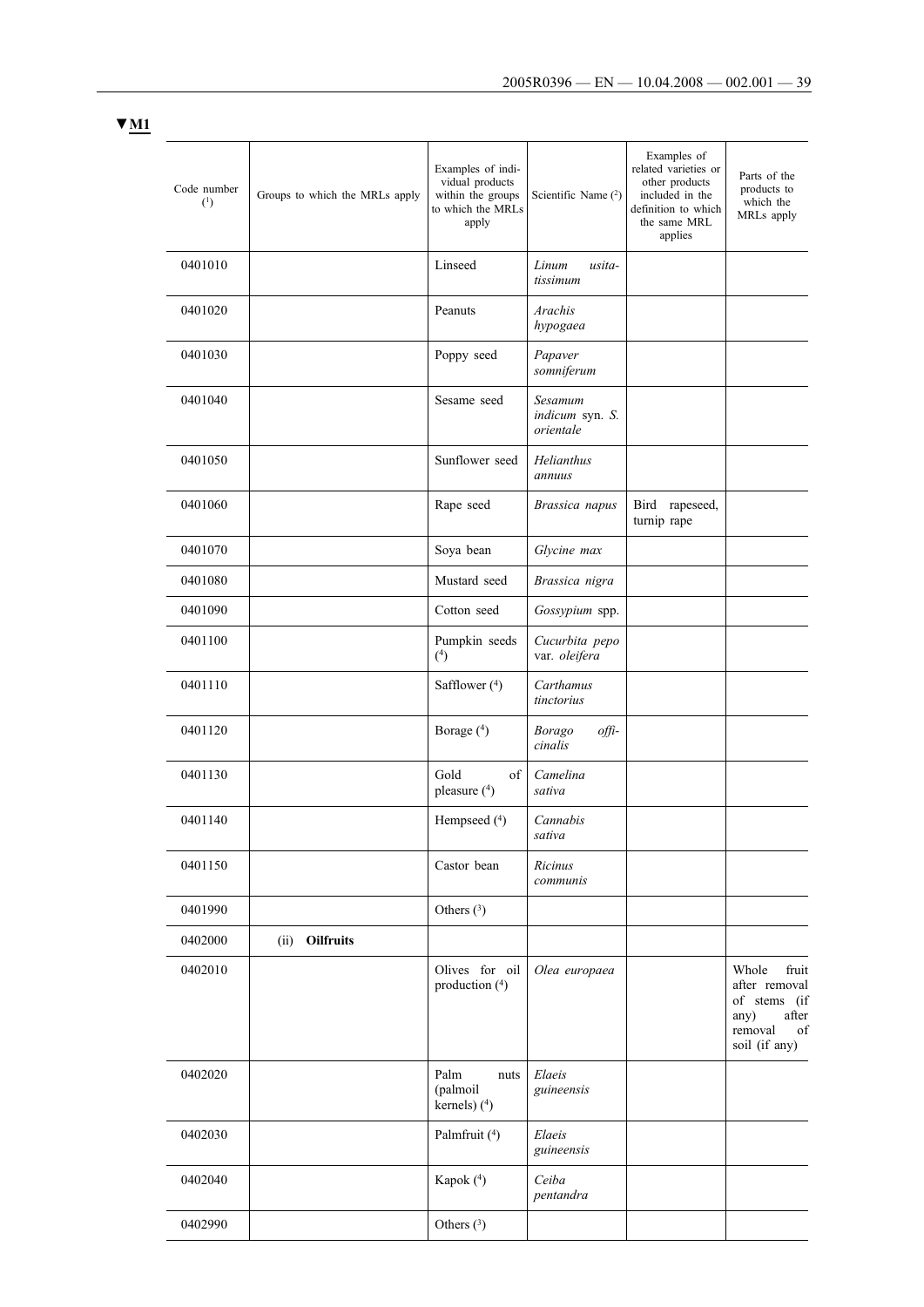▼M1

| Code number (1) | Groups to which the MRLs apply | Examples of individual products within the groups to which the MRLs apply | Scientific Name (2) | Examples of related varieties or other products included in the definition to which the same MRL applies | Parts of the products to which the MRLs apply |
|---|---|---|---|---|---|
| 0401010 | | Linseed | *Linum usitatissimum* | | |
| 0401020 | | Peanuts | *Arachis hypogaea* | | |
| 0401030 | | Poppy seed | *Papaver somniferum* | | |
| 0401040 | | Sesame seed | *Sesamum indicum* syn. *S. orientale* | | |
| 0401050 | | Sunflower seed | *Helianthus annuus* | | |
| 0401060 | | Rape seed | *Brassica napus* | Bird rapeseed, turnip rape | |
| 0401070 | | Soya bean | *Glycine max* | | |
| 0401080 | | Mustard seed | *Brassica nigra* | | |
| 0401090 | | Cotton seed | *Gossypium* spp. | | |
| 0401100 | | Pumpkin seeds (4) | *Cucurbita pepo* var. *oleifera* | | |
| 0401110 | | Safflower (4) | *Carthamus tinctorius* | | |
| 0401120 | | Borage (4) | *Borago officinalis* | | |
| 0401130 | | Gold of pleasure (4) | *Camelina sativa* | | |
| 0401140 | | Hempseed (4) | *Cannabis sativa* | | |
| 0401150 | | Castor bean | *Ricinus communis* | | |
| 0401990 | | Others (3) | | | |
| 0402000 | (ii) **Oilfruits** | | | | |
| 0402010 | | Olives for oil production (4) | *Olea europaea* | | Whole fruit after removal of stems (if any) after removal of soil (if any) |
| 0402020 | | Palm nuts (palmoil kernels) (4) | *Elaeis guineensis* | | |
| 0402030 | | Palmfruit (4) | *Elaeis guineensis* | | |
| 0402040 | | Kapok (4) | *Ceiba pentandra* | | |
| 0402990 | | Others (3) | | | |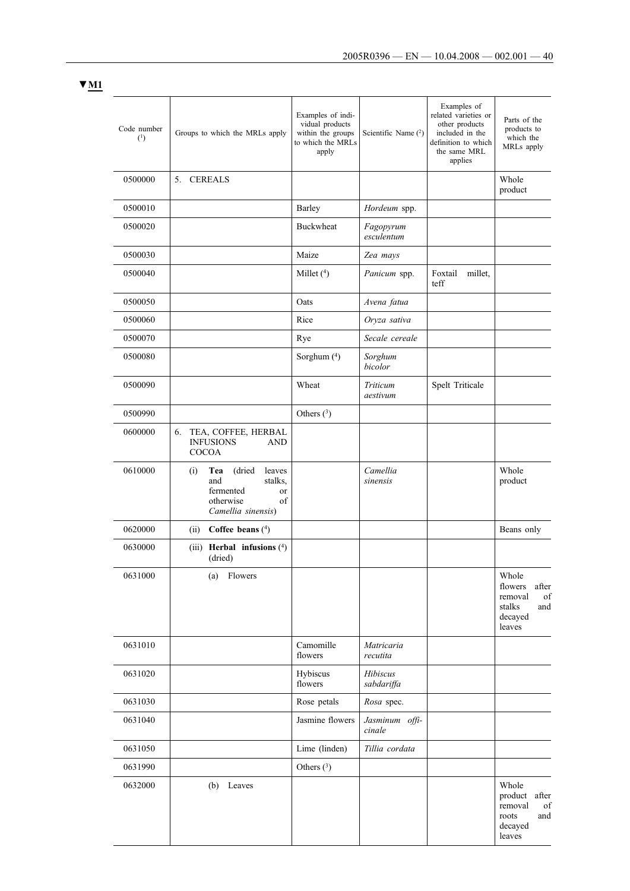▼M1

| Code number (1) | Groups to which the MRLs apply | Examples of individual products within the groups to which the MRLs apply | Scientific Name (2) | Examples of related varieties or other products included in the definition to which the same MRL applies | Parts of the products to which the MRLs apply |
|---|---|---|---|---|---|
| 0500000 | 5. CEREALS | | | | Whole product |
| 0500010 | | Barley | *Hordeum* spp. | | |
| 0500020 | | Buckwheat | *Fagopyrum esculentum* | | |
| 0500030 | | Maize | *Zea mays* | | |
| 0500040 | | Millet (4) | *Panicum* spp. | Foxtail millet, teff | |
| 0500050 | | Oats | *Avena fatua* | | |
| 0500060 | | Rice | *Oryza sativa* | | |
| 0500070 | | Rye | *Secale cereale* | | |
| 0500080 | | Sorghum (4) | *Sorghum bicolor* | | |
| 0500090 | | Wheat | *Triticum aestivum* | Spelt Triticale | |
| 0500990 | | Others (3) | | | |
| 0600000 | 6. TEA, COFFEE, HERBAL INFUSIONS AND COCOA | | | | |
| 0610000 | (i) **Tea** (dried leaves and stalks, fermented or otherwise of *Camellia sinensis*) | | *Camellia sinensis* | | Whole product |
| 0620000 | (ii) **Coffee beans** (4) | | | | Beans only |
| 0630000 | (iii) **Herbal infusions** (4) (dried) | | | | |
| 0631000 | (a) Flowers | | | | Whole flowers after removal of stalks and decayed leaves |
| 0631010 | | Camomille flowers | *Matricaria recutita* | | |
| 0631020 | | Hybiscus flowers | *Hibiscus sabdariffa* | | |
| 0631030 | | Rose petals | *Rosa* spec. | | |
| 0631040 | | Jasmine flowers | *Jasminum officinale* | | |
| 0631050 | | Lime (linden) | *Tillia cordata* | | |
| 0631990 | | Others (3) | | | |
| 0632000 | (b) Leaves | | | | Whole product after removal of roots and decayed leaves |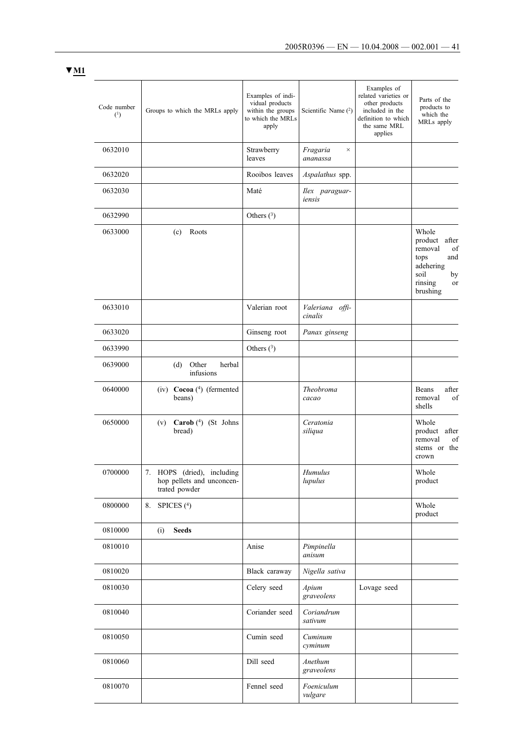**▼M1**

| Code number (1) | Groups to which the MRLs apply | Examples of individual products within the groups to which the MRLs apply | Scientific Name (2) | Examples of related varieties or other products included in the definition to which the same MRL applies | Parts of the products to which the MRLs apply |
|---|---|---|---|---|---|
| 0632010 | | Strawberry leaves | *Fragaria × ananassa* | | |
| 0632020 | | Rooibos leaves | *Aspalathus* spp. | | |
| 0632030 | | Maté | *Ilex paraguariensis* | | |
| 0632990 | | Others (3) | | | |
| 0633000 | (c) Roots | | | | Whole product after removal of tops and adhering soil by rinsing or brushing |
| 0633010 | | Valerian root | *Valeriana officinalis* | | |
| 0633020 | | Ginseng root | *Panax ginseng* | | |
| 0633990 | | Others (3) | | | |
| 0639000 | (d) Other herbal infusions | | | | |
| 0640000 | (iv) **Cocoa** (4) (fermented beans) | | *Theobroma cacao* | | Beans after removal of shells |
| 0650000 | (v) **Carob** (4) (St Johns bread) | | *Ceratonia siliqua* | | Whole product after removal of stems or the crown |
| 0700000 | 7. HOPS (dried), including hop pellets and unconcentrated powder | | *Humulus lupulus* | | Whole product |
| 0800000 | 8. SPICES (4) | | | | Whole product |
| 0810000 | (i) **Seeds** | | | | |
| 0810010 | | Anise | *Pimpinella anisum* | | |
| 0810020 | | Black caraway | *Nigella sativa* | | |
| 0810030 | | Celery seed | *Apium graveolens* | Lovage seed | |
| 0810040 | | Coriander seed | *Coriandrum sativum* | | |
| 0810050 | | Cumin seed | *Cuminum cyminum* | | |
| 0810060 | | Dill seed | *Anethum graveolens* | | |
| 0810070 | | Fennel seed | *Foeniculum vulgare* | | |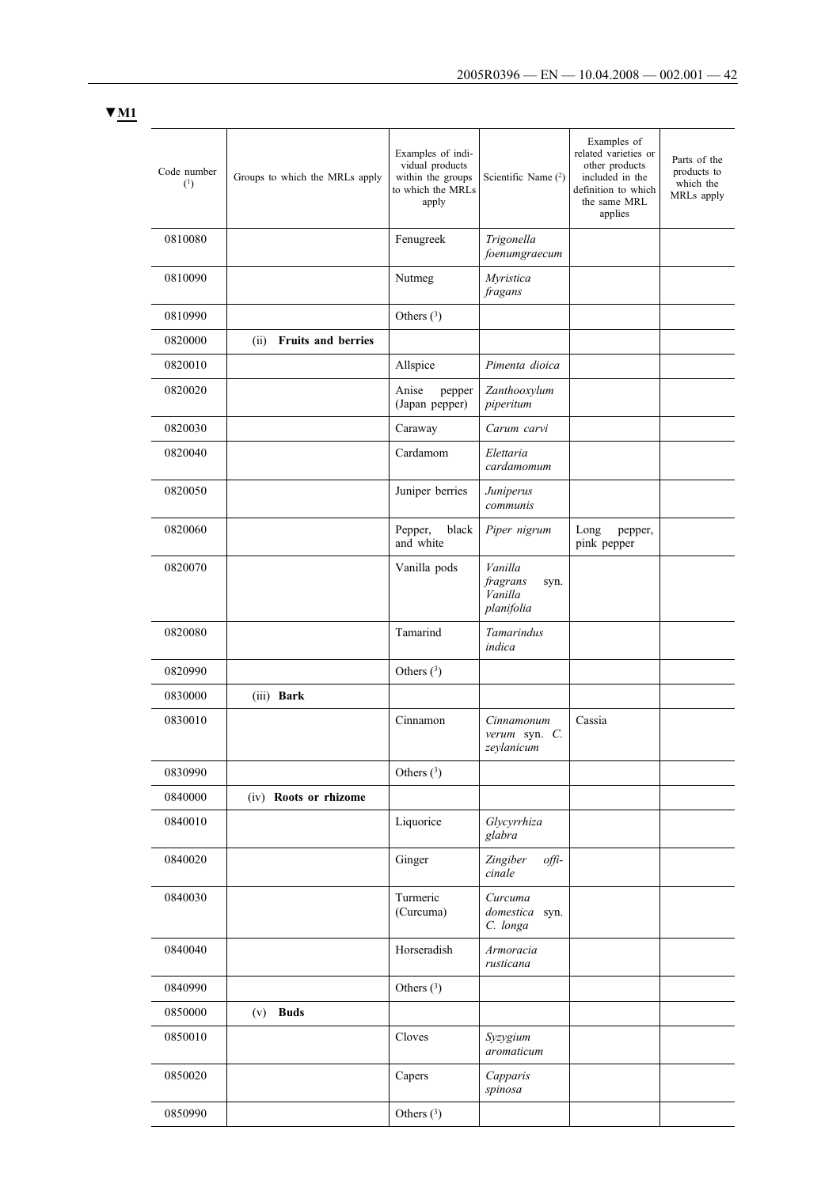▼M1

| Code number [1] | Groups to which the MRLs apply | Examples of individual products within the groups to which the MRLs apply | Scientific Name [2] | Examples of related varieties or other products included in the definition to which the same MRL applies | Parts of the products to which the MRLs apply |
|---|---|---|---|---|---|
| 0810080 | | Fenugreek | *Trigonella foenumgraecum* | | |
| 0810090 | | Nutmeg | *Myristica fragans* | | |
| 0810990 | | Others [3] | | | |
| 0820000 | (ii) **Fruits and berries** | | | | |
| 0820010 | | Allspice | *Pimenta dioica* | | |
| 0820020 | | Anise pepper (Japan pepper) | *Zanthooxylum piperitum* | | |
| 0820030 | | Caraway | *Carum carvi* | | |
| 0820040 | | Cardamom | *Elettaria cardamomum* | | |
| 0820050 | | Juniper berries | *Juniperus communis* | | |
| 0820060 | | Pepper, black and white | *Piper nigrum* | Long pepper, pink pepper | |
| 0820070 | | Vanilla pods | *Vanilla fragrans* syn. *Vanilla planifolia* | | |
| 0820080 | | Tamarind | *Tamarindus indica* | | |
| 0820990 | | Others [3] | | | |
| 0830000 | (iii) **Bark** | | | | |
| 0830010 | | Cinnamon | *Cinnamonum verum* syn. *C. zeylanicum* | Cassia | |
| 0830990 | | Others [3] | | | |
| 0840000 | (iv) **Roots or rhizome** | | | | |
| 0840010 | | Liquorice | *Glycyrrhiza glabra* | | |
| 0840020 | | Ginger | *Zingiber officinale* | | |
| 0840030 | | Turmeric (Curcuma) | *Curcuma domestica* syn. *C. longa* | | |
| 0840040 | | Horseradish | *Armoracia rusticana* | | |
| 0840990 | | Others [3] | | | |
| 0850000 | (v) **Buds** | | | | |
| 0850010 | | Cloves | *Syzygium aromaticum* | | |
| 0850020 | | Capers | *Capparis spinosa* | | |
| 0850990 | | Others [3] | | | |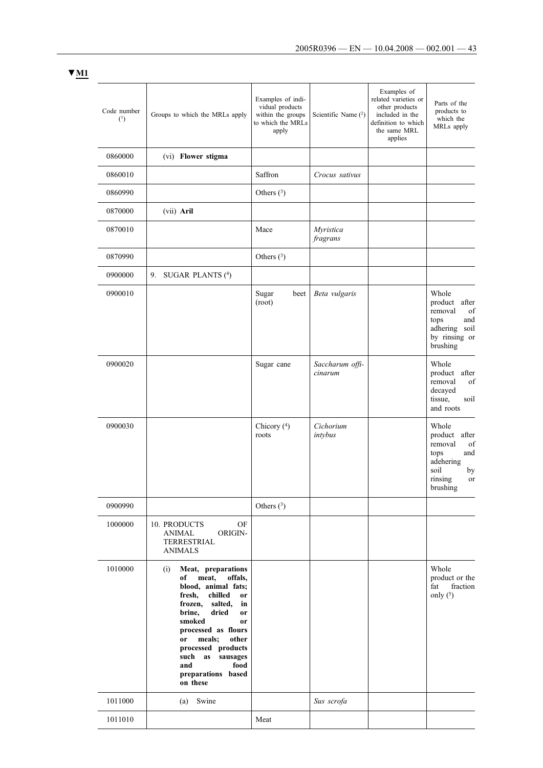▼M1

| Code number [1] | Groups to which the MRLs apply | Examples of individual products within the groups to which the MRLs apply | Scientific Name [2] | Examples of related varieties or other products included in the definition to which the same MRL applies | Parts of the products to which the MRLs apply |
|---|---|---|---|---|---|
| 0860000 | (vi) **Flower stigma** | | | | |
| 0860010 | | Saffron | *Crocus sativus* | | |
| 0860990 | | Others [3] | | | |
| 0870000 | (vii) **Aril** | | | | |
| 0870010 | | Mace | *Myristica fragrans* | | |
| 0870990 | | Others [3] | | | |
| 0900000 | 9. SUGAR PLANTS [4] | | | | |
| 0900010 | | Sugar beet (root) | *Beta vulgaris* | | Whole product after removal of tops and adhering soil by rinsing or brushing |
| 0900020 | | Sugar cane | *Saccharum officinarum* | | Whole product after removal of decayed tissue, soil and roots |
| 0900030 | | Chicory [4] roots | *Cichorium intybus* | | Whole product after removal of tops and adehering soil by rinsing or brushing |
| 0900990 | | Others [3] | | | |
| 1000000 | 10. PRODUCTS OF ANIMAL ORIGIN-TERRESTRIAL ANIMALS | | | | |
| 1010000 | (i) **Meat, preparations of meat, offals, blood, animal fats; fresh, chilled or frozen, salted, in brine, dried or smoked or processed as flours or meals; other processed products such as sausages and food preparations based on these** | | | | Whole product or the fat fraction only [5] |
| 1011000 | (a) Swine | | *Sus scrofa* | | |
| 1011010 | | Meat | | | |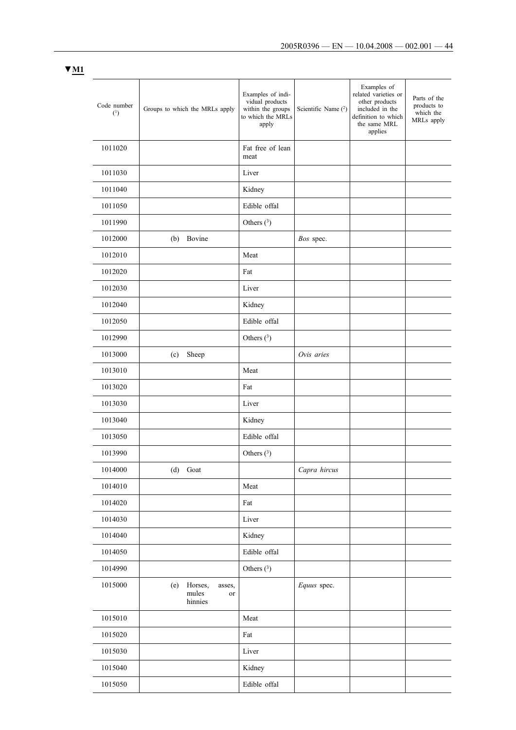▼M1

| Code number (1) | Groups to which the MRLs apply | Examples of individual products within the groups to which the MRLs apply | Scientific Name (2) | Examples of related varieties or other products included in the definition to which the same MRL applies | Parts of the products to which the MRLs apply |
|---|---|---|---|---|---|
| 1011020 | | Fat free of lean meat | | | |
| 1011030 | | Liver | | | |
| 1011040 | | Kidney | | | |
| 1011050 | | Edible offal | | | |
| 1011990 | | Others (3) | | | |
| 1012000 | (b) Bovine | | *Bos* spec. | | |
| 1012010 | | Meat | | | |
| 1012020 | | Fat | | | |
| 1012030 | | Liver | | | |
| 1012040 | | Kidney | | | |
| 1012050 | | Edible offal | | | |
| 1012990 | | Others (3) | | | |
| 1013000 | (c) Sheep | | *Ovis aries* | | |
| 1013010 | | Meat | | | |
| 1013020 | | Fat | | | |
| 1013030 | | Liver | | | |
| 1013040 | | Kidney | | | |
| 1013050 | | Edible offal | | | |
| 1013990 | | Others (3) | | | |
| 1014000 | (d) Goat | | *Capra hircus* | | |
| 1014010 | | Meat | | | |
| 1014020 | | Fat | | | |
| 1014030 | | Liver | | | |
| 1014040 | | Kidney | | | |
| 1014050 | | Edible offal | | | |
| 1014990 | | Others (3) | | | |
| 1015000 | (e) Horses, asses, mules or hinnies | | *Equus* spec. | | |
| 1015010 | | Meat | | | |
| 1015020 | | Fat | | | |
| 1015030 | | Liver | | | |
| 1015040 | | Kidney | | | |
| 1015050 | | Edible offal | | | |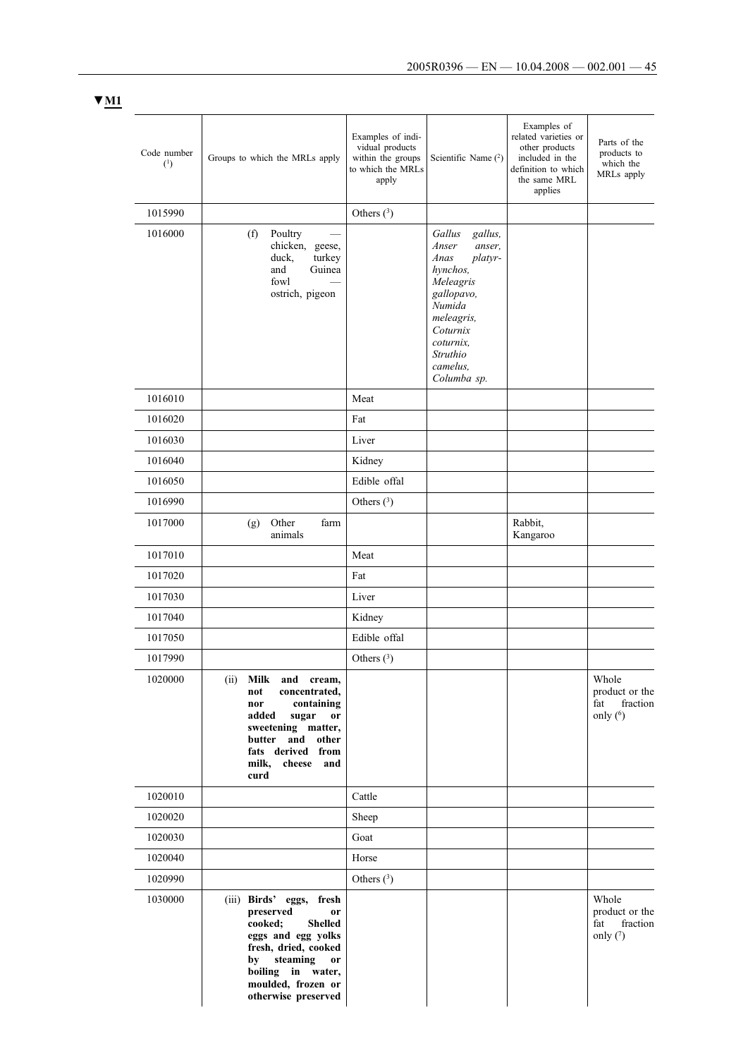▼M1

| Code number ([1]) | Groups to which the MRLs apply | Examples of individual products within the groups to which the MRLs apply | Scientific Name ([2]) | Examples of related varieties or other products included in the definition to which the same MRL applies | Parts of the products to which the MRLs apply |
|---|---|---|---|---|---|
| 1015990 | | Others ([3]) | | | |
| 1016000 | (f) Poultry — chicken, geese, duck, turkey and Guinea fowl — ostrich, pigeon | | *Gallus gallus, Anser anser, Anas platyrhynchos, Meleagris gallopavo, Numida meleagris, Coturnix coturnix, Struthio camelus, Columba sp.* | | |
| 1016010 | | Meat | | | |
| 1016020 | | Fat | | | |
| 1016030 | | Liver | | | |
| 1016040 | | Kidney | | | |
| 1016050 | | Edible offal | | | |
| 1016990 | | Others ([3]) | | | |
| 1017000 | (g) Other farm animals | | | Rabbit, Kangaroo | |
| 1017010 | | Meat | | | |
| 1017020 | | Fat | | | |
| 1017030 | | Liver | | | |
| 1017040 | | Kidney | | | |
| 1017050 | | Edible offal | | | |
| 1017990 | | Others ([3]) | | | |
| 1020000 | (ii) **Milk and cream, not concentrated, nor containing added sugar or sweetening matter, butter and other fats derived from milk, cheese and curd** | | | | Whole product or the fat fraction only ([6]) |
| 1020010 | | Cattle | | | |
| 1020020 | | Sheep | | | |
| 1020030 | | Goat | | | |
| 1020040 | | Horse | | | |
| 1020990 | | Others ([3]) | | | |
| 1030000 | (iii) **Birds' eggs, fresh preserved or cooked; Shelled eggs and egg yolks fresh, dried, cooked by steaming or boiling in water, moulded, frozen or otherwise preserved** | | | | Whole product or the fat fraction only ([7]) |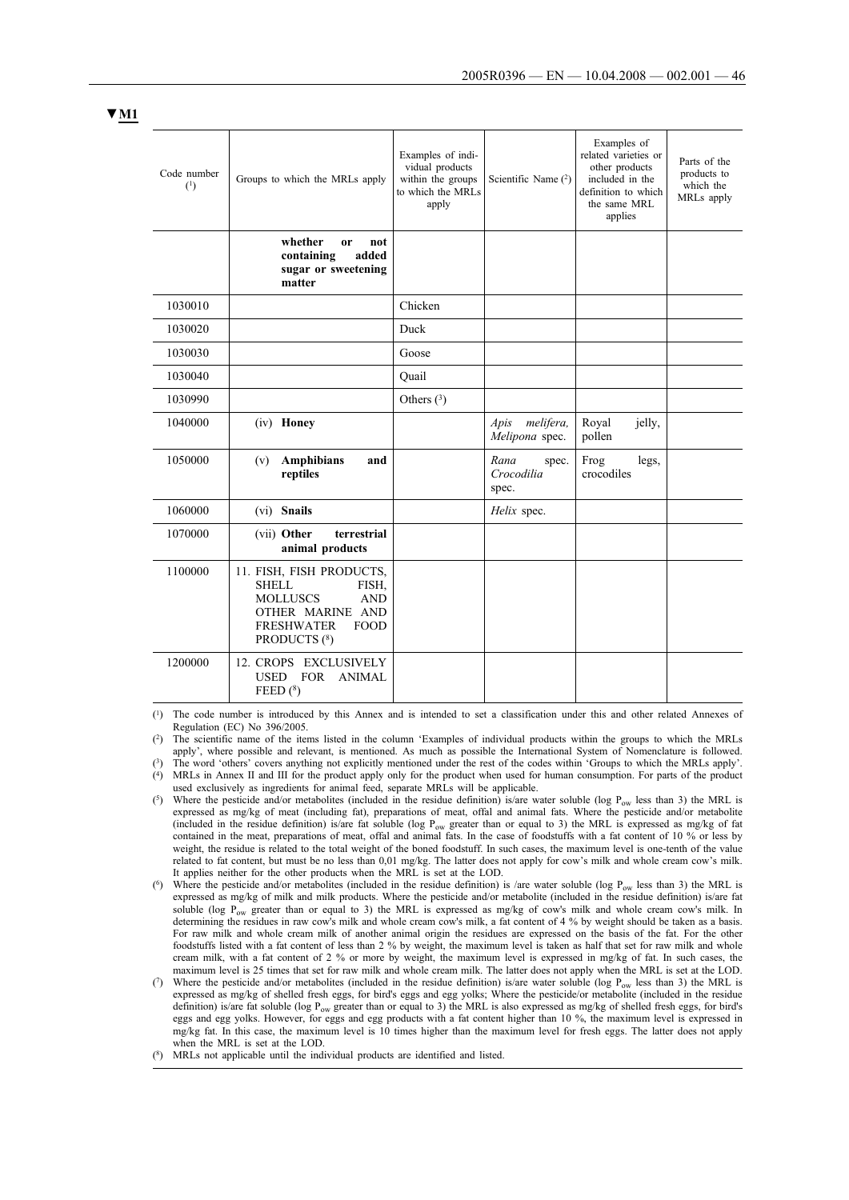▼M1

| Code number (1) | Groups to which the MRLs apply | Examples of individual products within the groups to which the MRLs apply | Scientific Name (2) | Examples of related varieties or other products included in the definition to which the same MRL applies | Parts of the products to which the MRLs apply |
|---|---|---|---|---|---|
| | **whether or not containing added sugar or sweetening matter** | | | | |
| 1030010 | | Chicken | | | |
| 1030020 | | Duck | | | |
| 1030030 | | Goose | | | |
| 1030040 | | Quail | | | |
| 1030990 | | Others (3) | | | |
| 1040000 | (iv) **Honey** | | *Apis melifera*, *Melipona* spec. | Royal jelly, pollen | |
| 1050000 | (v) **Amphibians and reptiles** | | *Rana* spec. *Crocodilia* spec. | Frog legs, crocodiles | |
| 1060000 | (vi) **Snails** | | *Helix* spec. | | |
| 1070000 | (vii) **Other terrestrial animal products** | | | | |
| 1100000 | 11. FISH, FISH PRODUCTS, SHELL FISH, MOLLUSCS AND OTHER MARINE AND FRESHWATER FOOD PRODUCTS (8) | | | | |
| 1200000 | 12. CROPS EXCLUSIVELY USED FOR ANIMAL FEED (8) | | | | |

(1) The code number is introduced by this Annex and is intended to set a classification under this and other related Annexes of Regulation (EC) No 396/2005.

(2) The scientific name of the items listed in the column 'Examples of individual products within the groups to which the MRLs apply', where possible and relevant, is mentioned. As much as possible the International System of Nomenclature is followed.

(3) The word 'others' covers anything not explicitly mentioned under the rest of the codes within 'Groups to which the MRLs apply'.

(4) MRLs in Annex II and III for the product apply only for the product when used for human consumption. For parts of the product used exclusively as ingredients for animal feed, separate MRLs will be applicable.

(5) Where the pesticide and/or metabolites (included in the residue definition) is/are water soluble (log $P_{ow}$ less than 3) the MRL is expressed as mg/kg of meat (including fat), preparations of meat, offal and animal fats. Where the pesticide and/or metabolite (included in the residue definition) is/are fat soluble (log $P_{ow}$ greater than or equal to 3) the MRL is expressed as mg/kg of fat contained in the meat, preparations of meat, offal and animal fats. In the case of foodstuffs with a fat content of 10 % or less by weight, the residue is related to the total weight of the boned foodstuff. In such cases, the maximum level is one-tenth of the value related to fat content, but must be no less than 0,01 mg/kg. The latter does not apply for cow's milk and whole cream cow's milk. It applies neither for the other products when the MRL is set at the LOD.

(6) Where the pesticide and/or metabolites (included in the residue definition) is /are water soluble (log $P_{ow}$ less than 3) the MRL is expressed as mg/kg of milk and milk products. Where the pesticide and/or metabolite (included in the residue definition) is/are fat soluble (log $P_{ow}$ greater than or equal to 3) the MRL is expressed as mg/kg of cow's milk and whole cream cow's milk. In determining the residues in raw cow's milk and whole cream cow's milk, a fat content of 4 % by weight should be taken as a basis. For raw milk and whole cream milk of another animal origin the residues are expressed on the basis of the fat. For the other foodstuffs listed with a fat content of less than 2 % by weight, the maximum level is taken as half that set for raw milk and whole cream milk, with a fat content of 2 % or more by weight, the maximum level is expressed in mg/kg of fat. In such cases, the maximum level is 25 times that set for raw milk and whole cream milk. The latter does not apply when the MRL is set at the LOD.

(7) Where the pesticide and/or metabolites (included in the residue definition) is/are water soluble (log $P_{ow}$ less than 3) the MRL is expressed as mg/kg of shelled fresh eggs, for bird's eggs and egg yolks; Where the pesticide/or metabolite (included in the residue definition) is/are fat soluble (log $P_{ow}$ greater than or equal to 3) the MRL is also expressed as mg/kg of shelled fresh eggs, for bird's eggs and egg yolks. However, for eggs and egg products with a fat content higher than 10 %, the maximum level is expressed in mg/kg fat. In this case, the maximum level is 10 times higher than the maximum level for fresh eggs. The latter does not apply when the MRL is set at the LOD.

(8) MRLs not applicable until the individual products are identified and listed.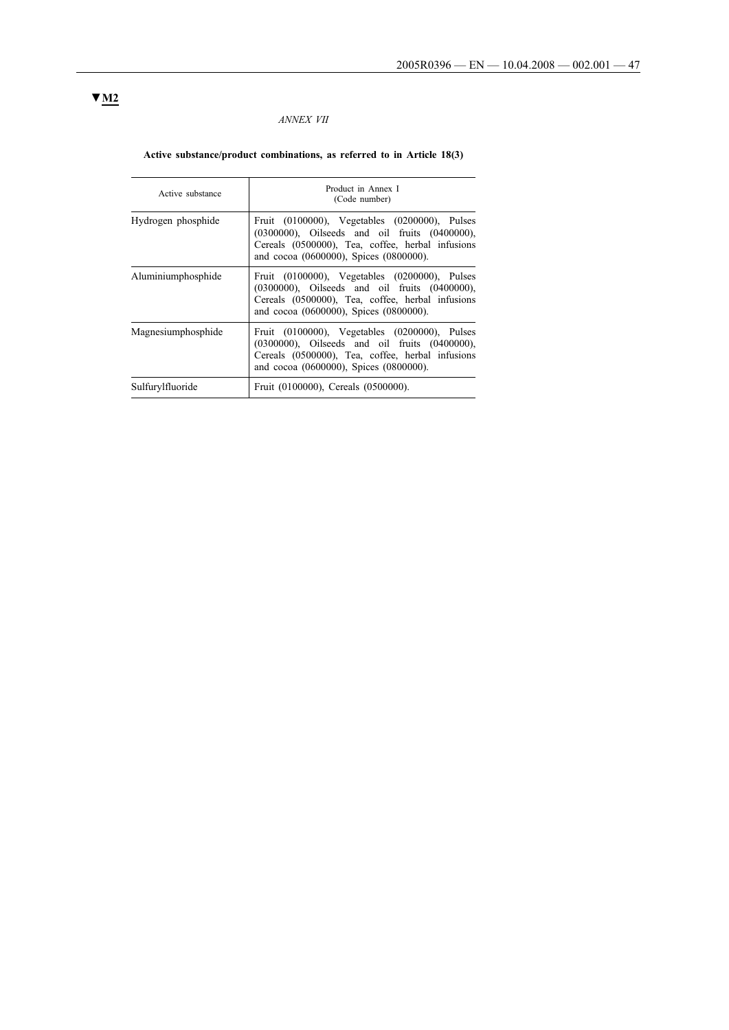▼M2

*ANNEX VII*

**Active substance/product combinations, as referred to in Article 18(3)**

| Active substance | Product in Annex I (Code number) |
|---|---|
| Hydrogen phosphide | Fruit (0100000), Vegetables (0200000), Pulses (0300000), Oilseeds and oil fruits (0400000), Cereals (0500000), Tea, coffee, herbal infusions and cocoa (0600000), Spices (0800000). |
| Aluminiumphosphide | Fruit (0100000), Vegetables (0200000), Pulses (0300000), Oilseeds and oil fruits (0400000), Cereals (0500000), Tea, coffee, herbal infusions and cocoa (0600000), Spices (0800000). |
| Magnesiumphosphide | Fruit (0100000), Vegetables (0200000), Pulses (0300000), Oilseeds and oil fruits (0400000), Cereals (0500000), Tea, coffee, herbal infusions and cocoa (0600000), Spices (0800000). |
| Sulfurylfluoride | Fruit (0100000), Cereals (0500000). |